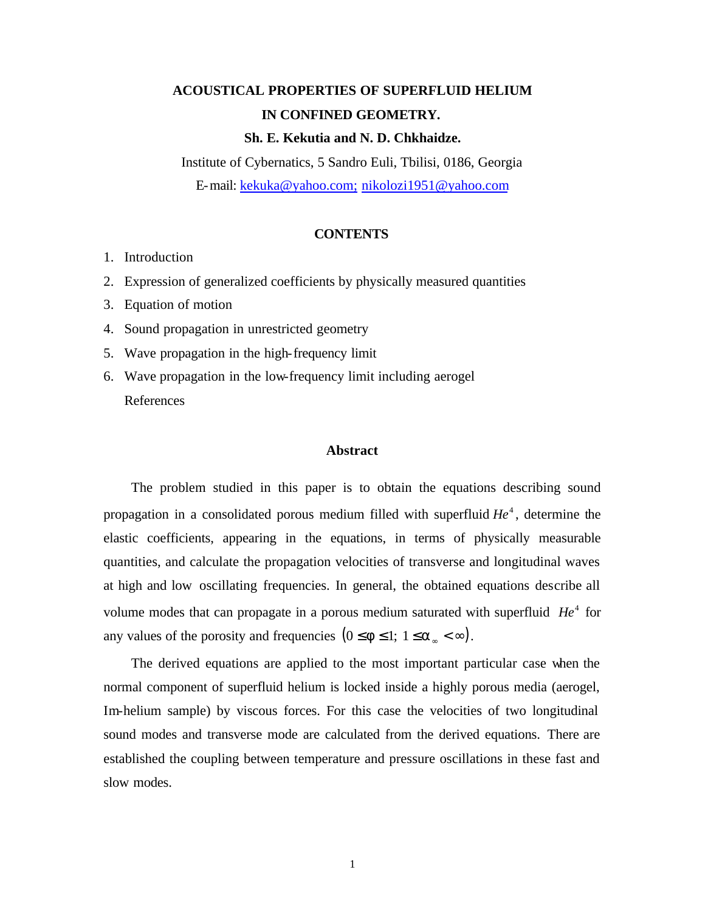# ACOUSTICAL PROPERTIES OF SUPERFLUID HELIUM IN CONFINED GEOMETRY.

**Sh. E. Kekutia and N. D. Chkhaidze.**

Institute of Cybernetics, 5 Sandro Euli, Tbilisi, 0186, Georgia

E-mail: kekuka@yahoo.com; nikolozi1951@yahoo.com

## CONTENTS

1. Introduction
2. Expression of generalized coefficients by physically measured quantities
3. Equation of motion
4. Sound propagation in unrestricted geometry
5. Wave propagation in the high-frequency limit
6. Wave propagation in the low-frequency limit including aerogel

   References

## Abstract

The problem studied in this paper is to obtain the equations describing sound propagation in a consolidated porous medium filled with superfluid $He^4$, determine the elastic coefficients, appearing in the equations, in terms of physically measurable quantities, and calculate the propagation velocities of transverse and longitudinal waves at high and low oscillating frequencies. In general, the obtained equations describe all volume modes that can propagate in a porous medium saturated with superfluid $He^4$ for any values of the porosity and frequencies $(0 \leq \phi \leq 1;\ 1 \leq \alpha_{\infty} < \infty)$.

The derived equations are applied to the most important particular case when the normal component of superfluid helium is locked inside a highly porous media (aerogel, Im-helium sample) by viscous forces. For this case the velocities of two longitudinal sound modes and transverse mode are calculated from the derived equations. There are established the coupling between temperature and pressure oscillations in these fast and slow modes.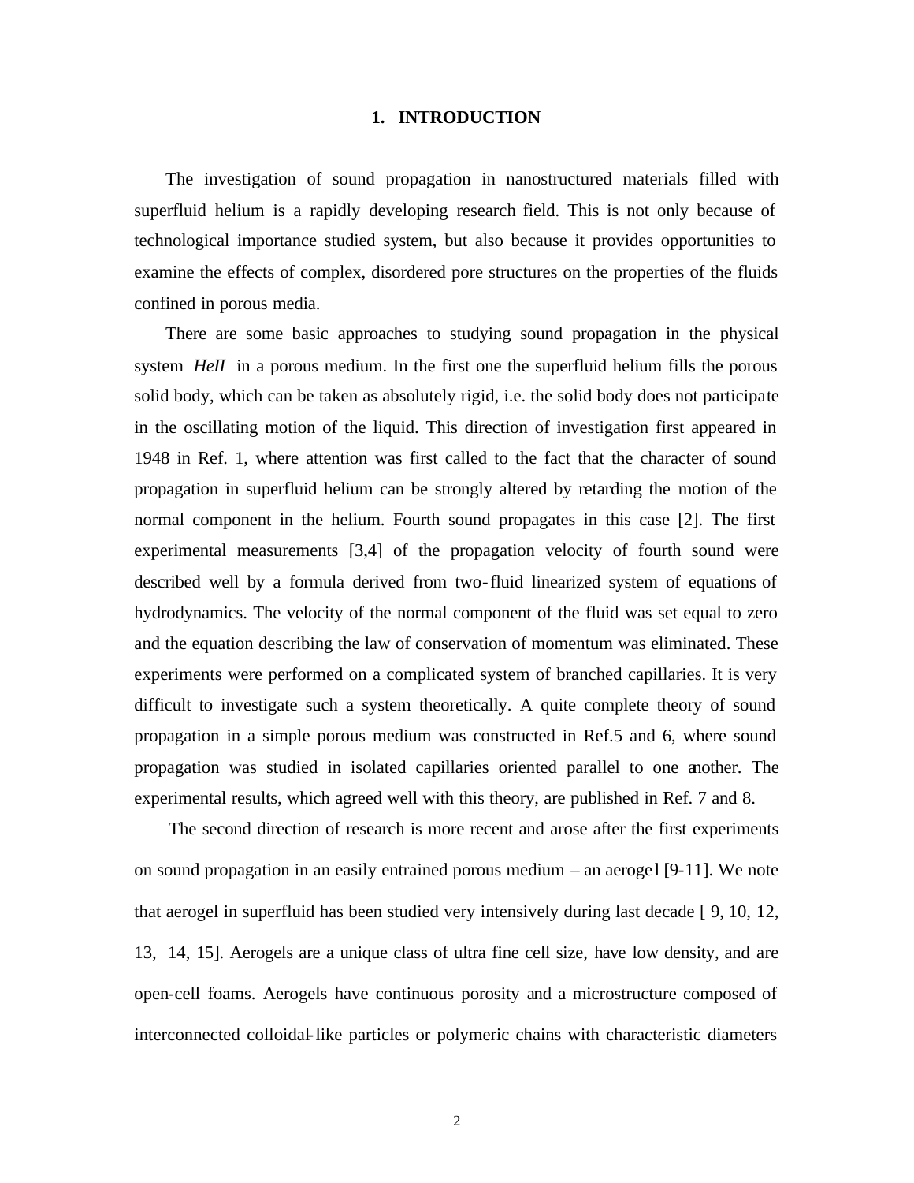## 1. INTRODUCTION

The investigation of sound propagation in nanostructured materials filled with superfluid helium is a rapidly developing research field. This is not only because of technological importance studied system, but also because it provides opportunities to examine the effects of complex, disordered pore structures on the properties of the fluids confined in porous media.

There are some basic approaches to studying sound propagation in the physical system *HeII* in a porous medium. In the first one the superfluid helium fills the porous solid body, which can be taken as absolutely rigid, i.e. the solid body does not participate in the oscillating motion of the liquid. This direction of investigation first appeared in 1948 in Ref. 1, where attention was first called to the fact that the character of sound propagation in superfluid helium can be strongly altered by retarding the motion of the normal component in the helium. Fourth sound propagates in this case [2]. The first experimental measurements [3,4] of the propagation velocity of fourth sound were described well by a formula derived from two-fluid linearized system of equations of hydrodynamics. The velocity of the normal component of the fluid was set equal to zero and the equation describing the law of conservation of momentum was eliminated. These experiments were performed on a complicated system of branched capillaries. It is very difficult to investigate such a system theoretically. A quite complete theory of sound propagation in a simple porous medium was constructed in Ref.5 and 6, where sound propagation was studied in isolated capillaries oriented parallel to one another. The experimental results, which agreed well with this theory, are published in Ref. 7 and 8.

The second direction of research is more recent and arose after the first experiments on sound propagation in an easily entrained porous medium – an aerogel [9-11]. We note that aerogel in superfluid has been studied very intensively during last decade [ 9, 10, 12, 13, 14, 15]. Aerogels are a unique class of ultra fine cell size, have low density, and are open-cell foams. Aerogels have continuous porosity and a microstructure composed of interconnected colloidal-like particles or polymeric chains with characteristic diameters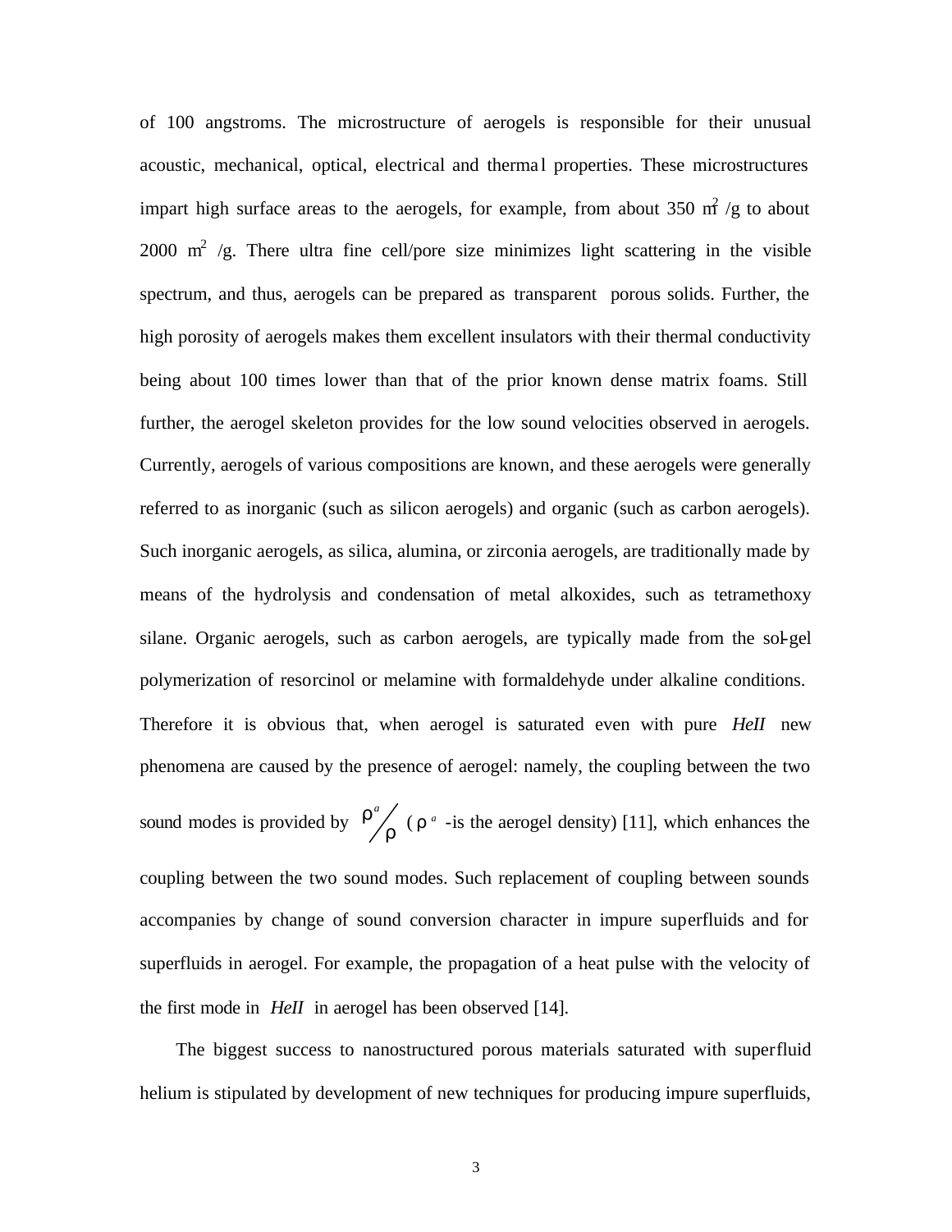of 100 angstroms. The microstructure of aerogels is responsible for their unusual acoustic, mechanical, optical, electrical and thermal properties. These microstructures impart high surface areas to the aerogels, for example, from about 350 $m^2$ /g to about 2000 $m^2$ /g. There ultra fine cell/pore size minimizes light scattering in the visible spectrum, and thus, aerogels can be prepared as transparent porous solids. Further, the high porosity of aerogels makes them excellent insulators with their thermal conductivity being about 100 times lower than that of the prior known dense matrix foams. Still further, the aerogel skeleton provides for the low sound velocities observed in aerogels. Currently, aerogels of various compositions are known, and these aerogels were generally referred to as inorganic (such as silicon aerogels) and organic (such as carbon aerogels). Such inorganic aerogels, as silica, alumina, or zirconia aerogels, are traditionally made by means of the hydrolysis and condensation of metal alkoxides, such as tetramethoxy silane. Organic aerogels, such as carbon aerogels, are typically made from the sol-gel polymerization of resorcinol or melamine with formaldehyde under alkaline conditions. Therefore it is obvious that, when aerogel is saturated even with pure *HeII* new phenomena are caused by the presence of aerogel: namely, the coupling between the two sound modes is provided by $\rho^a/\rho$ ($\rho^a$ -is the aerogel density) [11], which enhances the coupling between the two sound modes. Such replacement of coupling between sounds accompanies by change of sound conversion character in impure superfluids and for superfluids in aerogel. For example, the propagation of a heat pulse with the velocity of the first mode in *HeII* in aerogel has been observed [14].

The biggest success to nanostructured porous materials saturated with superfluid helium is stipulated by development of new techniques for producing impure superfluids,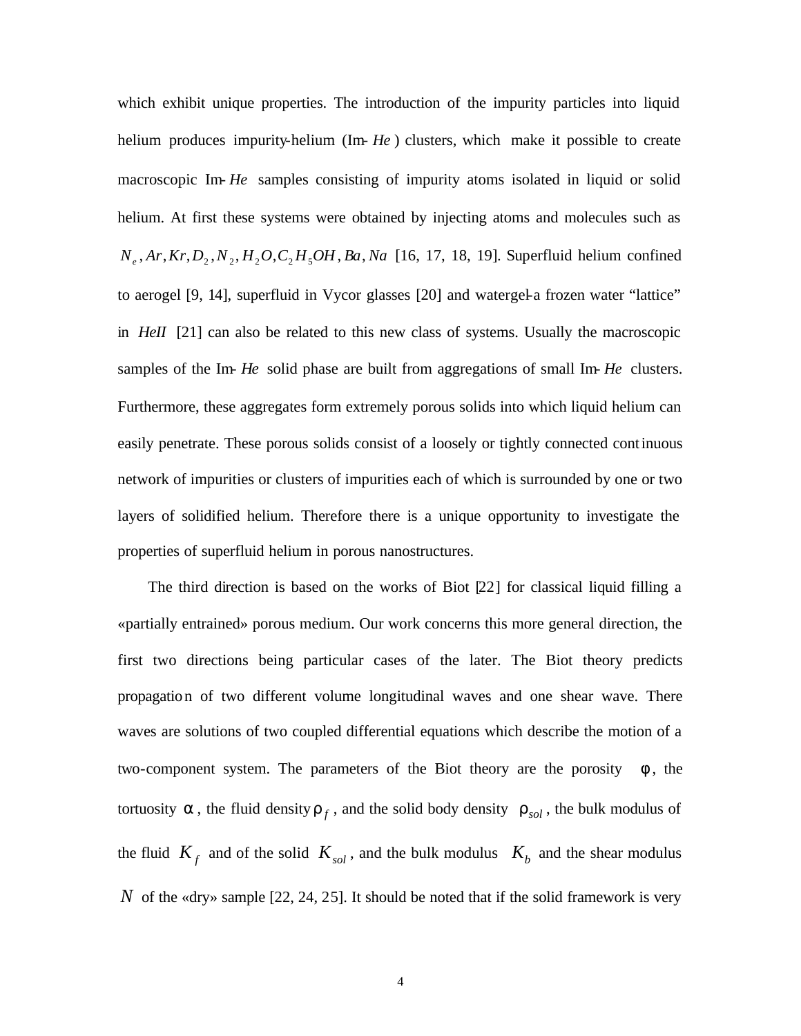which exhibit unique properties. The introduction of the impurity particles into liquid helium produces impurity-helium (Im-$He$) clusters, which make it possible to create macroscopic Im-$He$ samples consisting of impurity atoms isolated in liquid or solid helium. At first these systems were obtained by injecting atoms and molecules such as $N_e, Ar, Kr, D_2, N_2, H_2O, C_2H_5OH, Ba, Na$ [16, 17, 18, 19]. Superfluid helium confined to aerogel [9, 14], superfluid in Vycor glasses [20] and watergel-a frozen water "lattice" in $HeII$ [21] can also be related to this new class of systems. Usually the macroscopic samples of the Im-$He$ solid phase are built from aggregations of small Im-$He$ clusters. Furthermore, these aggregates form extremely porous solids into which liquid helium can easily penetrate. These porous solids consist of a loosely or tightly connected continuous network of impurities or clusters of impurities each of which is surrounded by one or two layers of solidified helium. Therefore there is a unique opportunity to investigate the properties of superfluid helium in porous nanostructures.

The third direction is based on the works of Biot [22] for classical liquid filling a «partially entrained» porous medium. Our work concerns this more general direction, the first two directions being particular cases of the later. The Biot theory predicts propagation of two different volume longitudinal waves and one shear wave. There waves are solutions of two coupled differential equations which describe the motion of a two-component system. The parameters of the Biot theory are the porosity $\phi$, the tortuosity $\alpha$, the fluid density $\rho_f$, and the solid body density $\rho_{sol}$, the bulk modulus of the fluid $K_f$ and of the solid $K_{sol}$, and the bulk modulus $K_b$ and the shear modulus $N$ of the «dry» sample [22, 24, 25]. It should be noted that if the solid framework is very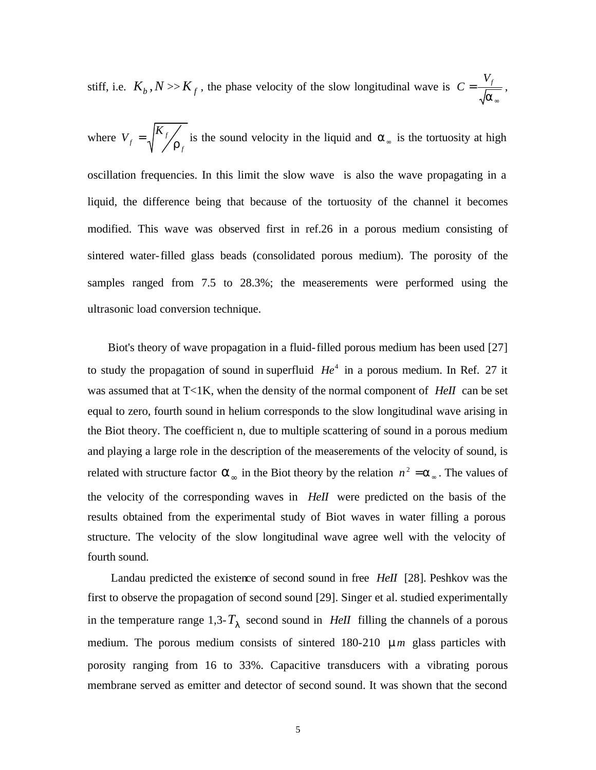stiff, i.e. $K_b, N >> K_f$, the phase velocity of the slow longitudinal wave is $C = \frac{V_f}{\sqrt{\alpha_\infty}}$,

where $V_f = \sqrt{K_f / \rho_f}$ is the sound velocity in the liquid and $\alpha_\infty$ is the tortuosity at high oscillation frequencies. In this limit the slow wave is also the wave propagating in a liquid, the difference being that because of the tortuosity of the channel it becomes modified. This wave was observed first in ref.26 in a porous medium consisting of sintered water-filled glass beads (consolidated porous medium). The porosity of the samples ranged from 7.5 to 28.3%; the measerements were performed using the ultrasonic load conversion technique.

Biot's theory of wave propagation in a fluid-filled porous medium has been used [27] to study the propagation of sound in superfluid $He^4$ in a porous medium. In Ref. 27 it was assumed that at T<1K, when the density of the normal component of *HeII* can be set equal to zero, fourth sound in helium corresponds to the slow longitudinal wave arising in the Biot theory. The coefficient n, due to multiple scattering of sound in a porous medium and playing a large role in the description of the measerements of the velocity of sound, is related with structure factor $\alpha_\infty$ in the Biot theory by the relation $n^2 = \alpha_\infty$. The values of the velocity of the corresponding waves in *HeII* were predicted on the basis of the results obtained from the experimental study of Biot waves in water filling a porous structure. The velocity of the slow longitudinal wave agree well with the velocity of fourth sound.

Landau predicted the existence of second sound in free *HeII* [28]. Peshkov was the first to observe the propagation of second sound [29]. Singer et al. studied experimentally in the temperature range 1,3-$T_\lambda$ second sound in *HeII* filling the channels of a porous medium. The porous medium consists of sintered 180-210 $\mu m$ glass particles with porosity ranging from 16 to 33%. Capacitive transducers with a vibrating porous membrane served as emitter and detector of second sound. It was shown that the second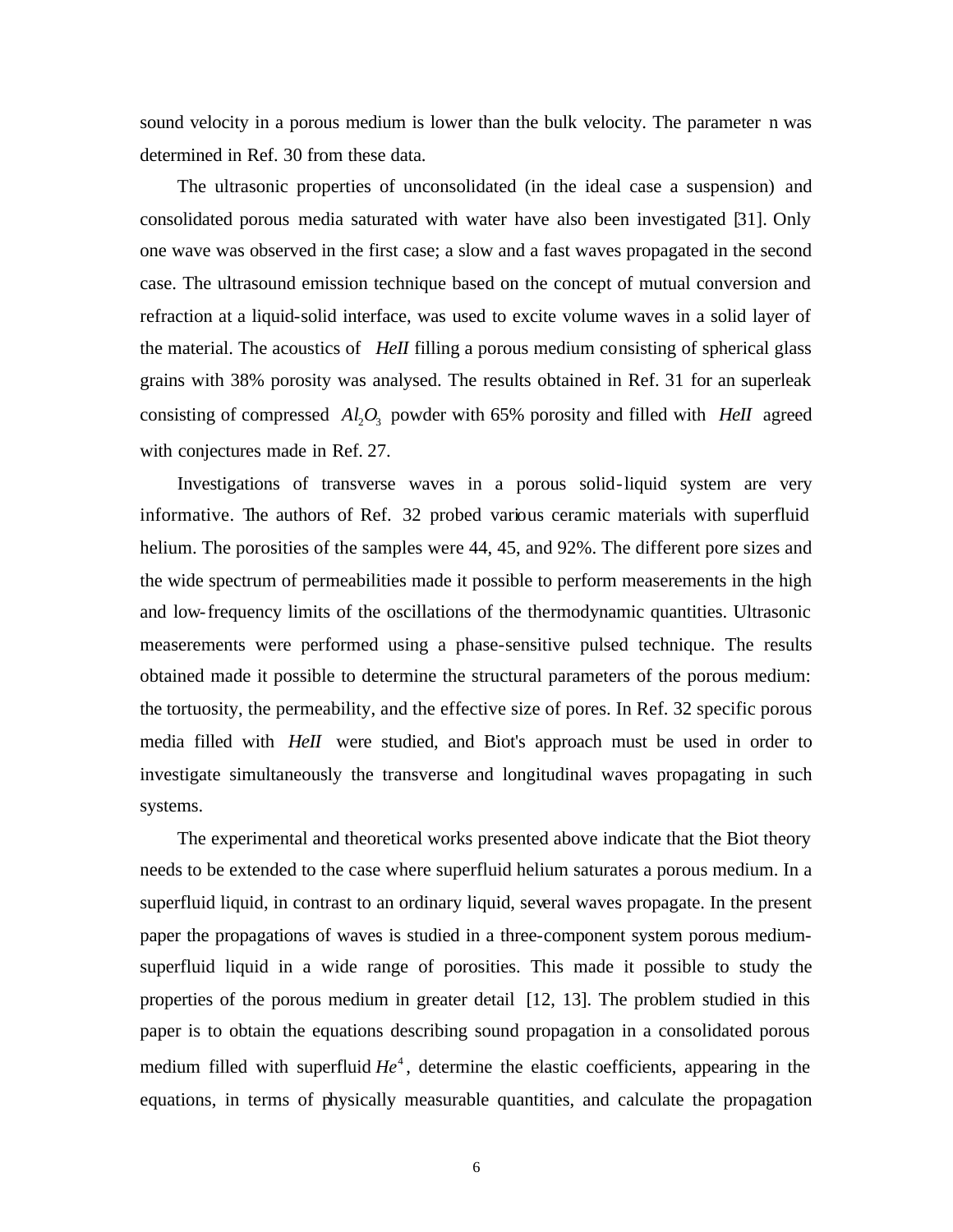sound velocity in a porous medium is lower than the bulk velocity. The parameter n was determined in Ref. 30 from these data.

The ultrasonic properties of unconsolidated (in the ideal case a suspension) and consolidated porous media saturated with water have also been investigated [31]. Only one wave was observed in the first case; a slow and a fast waves propagated in the second case. The ultrasound emission technique based on the concept of mutual conversion and refraction at a liquid-solid interface, was used to excite volume waves in a solid layer of the material. The acoustics of *HeII* filling a porous medium consisting of spherical glass grains with 38% porosity was analysed. The results obtained in Ref. 31 for an superleak consisting of compressed $Al_2O_3$ powder with 65% porosity and filled with *HeII* agreed with conjectures made in Ref. 27.

Investigations of transverse waves in a porous solid-liquid system are very informative. The authors of Ref. 32 probed various ceramic materials with superfluid helium. The porosities of the samples were 44, 45, and 92%. The different pore sizes and the wide spectrum of permeabilities made it possible to perform measerements in the high and low-frequency limits of the oscillations of the thermodynamic quantities. Ultrasonic measerements were performed using a phase-sensitive pulsed technique. The results obtained made it possible to determine the structural parameters of the porous medium: the tortuosity, the permeability, and the effective size of pores. In Ref. 32 specific porous media filled with *HeII* were studied, and Biot's approach must be used in order to investigate simultaneously the transverse and longitudinal waves propagating in such systems.

The experimental and theoretical works presented above indicate that the Biot theory needs to be extended to the case where superfluid helium saturates a porous medium. In a superfluid liquid, in contrast to an ordinary liquid, several waves propagate. In the present paper the propagations of waves is studied in a three-component system porous medium-superfluid liquid in a wide range of porosities. This made it possible to study the properties of the porous medium in greater detail [12, 13]. The problem studied in this paper is to obtain the equations describing sound propagation in a consolidated porous medium filled with superfluid $He^4$, determine the elastic coefficients, appearing in the equations, in terms of physically measurable quantities, and calculate the propagation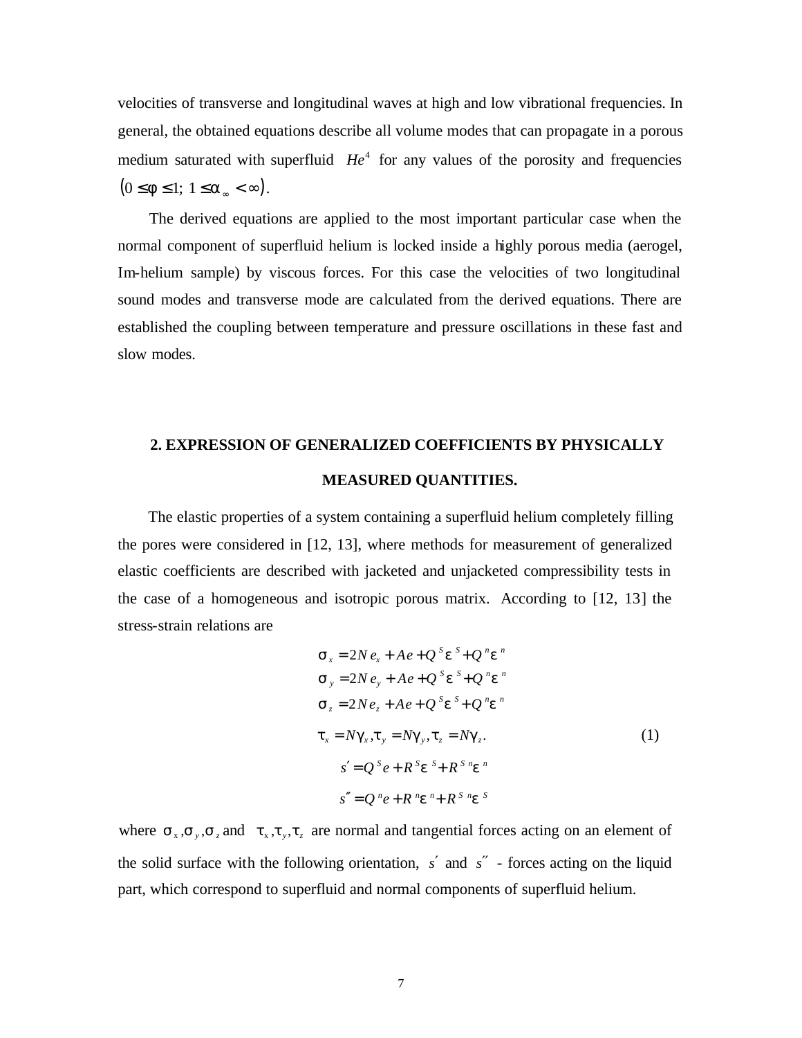velocities of transverse and longitudinal waves at high and low vibrational frequencies. In general, the obtained equations describe all volume modes that can propagate in a porous medium saturated with superfluid $He^4$ for any values of the porosity and frequencies $(0 \le \phi \le 1;\ 1 \le \alpha_\infty < \infty)$.

The derived equations are applied to the most important particular case when the normal component of superfluid helium is locked inside a highly porous media (aerogel, Im-helium sample) by viscous forces. For this case the velocities of two longitudinal sound modes and transverse mode are calculated from the derived equations. There are established the coupling between temperature and pressure oscillations in these fast and slow modes.

## 2. EXPRESSION OF GENERALIZED COEFFICIENTS BY PHYSICALLY MEASURED QUANTITIES.

The elastic properties of a system containing a superfluid helium completely filling the pores were considered in [12, 13], where methods for measurement of generalized elastic coefficients are described with jacketed and unjacketed compressibility tests in the case of a homogeneous and isotropic porous matrix. According to [12, 13] the stress-strain relations are

$$
\begin{aligned}
\sigma_x &= 2N e_x + Ae + Q^S \varepsilon^S + Q^n \varepsilon^n \\
\sigma_y &= 2N e_y + Ae + Q^S \varepsilon^S + Q^n \varepsilon^n \\
\sigma_z &= 2N e_z + Ae + Q^S \varepsilon^S + Q^n \varepsilon^n \\
\tau_x &= N\gamma_x, \tau_y = N\gamma_y, \tau_z = N\gamma_z. \\
s' &= Q^S e + R^S \varepsilon^S + R^{Sn} \varepsilon^n \\
s'' &= Q^n e + R^n \varepsilon^n + R^{Sn} \varepsilon^S
\end{aligned}
\tag{1}
$$

where $\sigma_x, \sigma_y, \sigma_z$ and $\tau_x, \tau_y, \tau_z$ are normal and tangential forces acting on an element of the solid surface with the following orientation, $s'$ and $s''$ - forces acting on the liquid part, which correspond to superfluid and normal components of superfluid helium.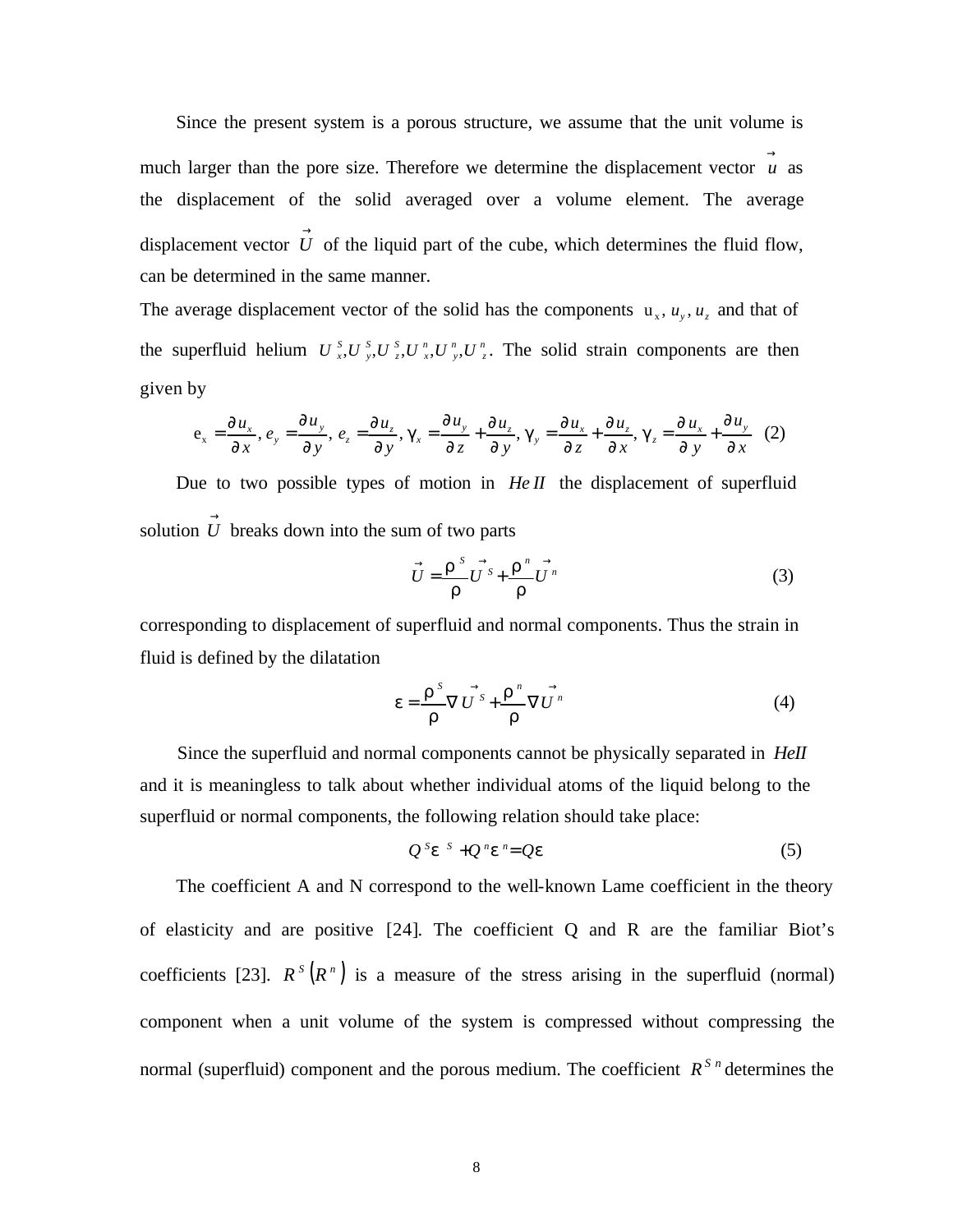Since the present system is a porous structure, we assume that the unit volume is much larger than the pore size. Therefore we determine the displacement vector $\vec{u}$ as the displacement of the solid averaged over a volume element. The average displacement vector $\vec{U}$ of the liquid part of the cube, which determines the fluid flow, can be determined in the same manner.

The average displacement vector of the solid has the components $u_x, u_y, u_z$ and that of the superfluid helium $U^S_x, U^S_y, U^S_z, U^n_x, U^n_y, U^n_z$. The solid strain components are then given by

$$e_x = \frac{\partial u_x}{\partial x},\ e_y = \frac{\partial u_y}{\partial y},\ e_z = \frac{\partial u_z}{\partial y},\ \gamma_x = \frac{\partial u_y}{\partial z} + \frac{\partial u_z}{\partial y},\ \gamma_y = \frac{\partial u_x}{\partial z} + \frac{\partial u_z}{\partial x},\ \gamma_z = \frac{\partial u_x}{\partial y} + \frac{\partial u_y}{\partial x} \quad (2)$$

Due to two possible types of motion in $He\,II$ the displacement of superfluid solution $\vec{U}$ breaks down into the sum of two parts

$$\vec{U} = \frac{\rho^S}{\rho}\vec{U}^S + \frac{\rho^n}{\rho}\vec{U}^n \quad (3)$$

corresponding to displacement of superfluid and normal components. Thus the strain in fluid is defined by the dilatation

$$\varepsilon = \frac{\rho^S}{\rho}\nabla\vec{U}^S + \frac{\rho^n}{\rho}\nabla\vec{U}^n \quad (4)$$

Since the superfluid and normal components cannot be physically separated in $HeII$ and it is meaningless to talk about whether individual atoms of the liquid belong to the superfluid or normal components, the following relation should take place:

$$Q^S\varepsilon^S + Q^n\varepsilon^n = Q\varepsilon \quad (5)$$

The coefficient A and N correspond to the well-known Lame coefficient in the theory of elasticity and are positive [24]. The coefficient Q and R are the familiar Biot's coefficients [23]. $R^S\left(R^n\right)$ is a measure of the stress arising in the superfluid (normal) component when a unit volume of the system is compressed without compressing the normal (superfluid) component and the porous medium. The coefficient $R^{Sn}$ determines the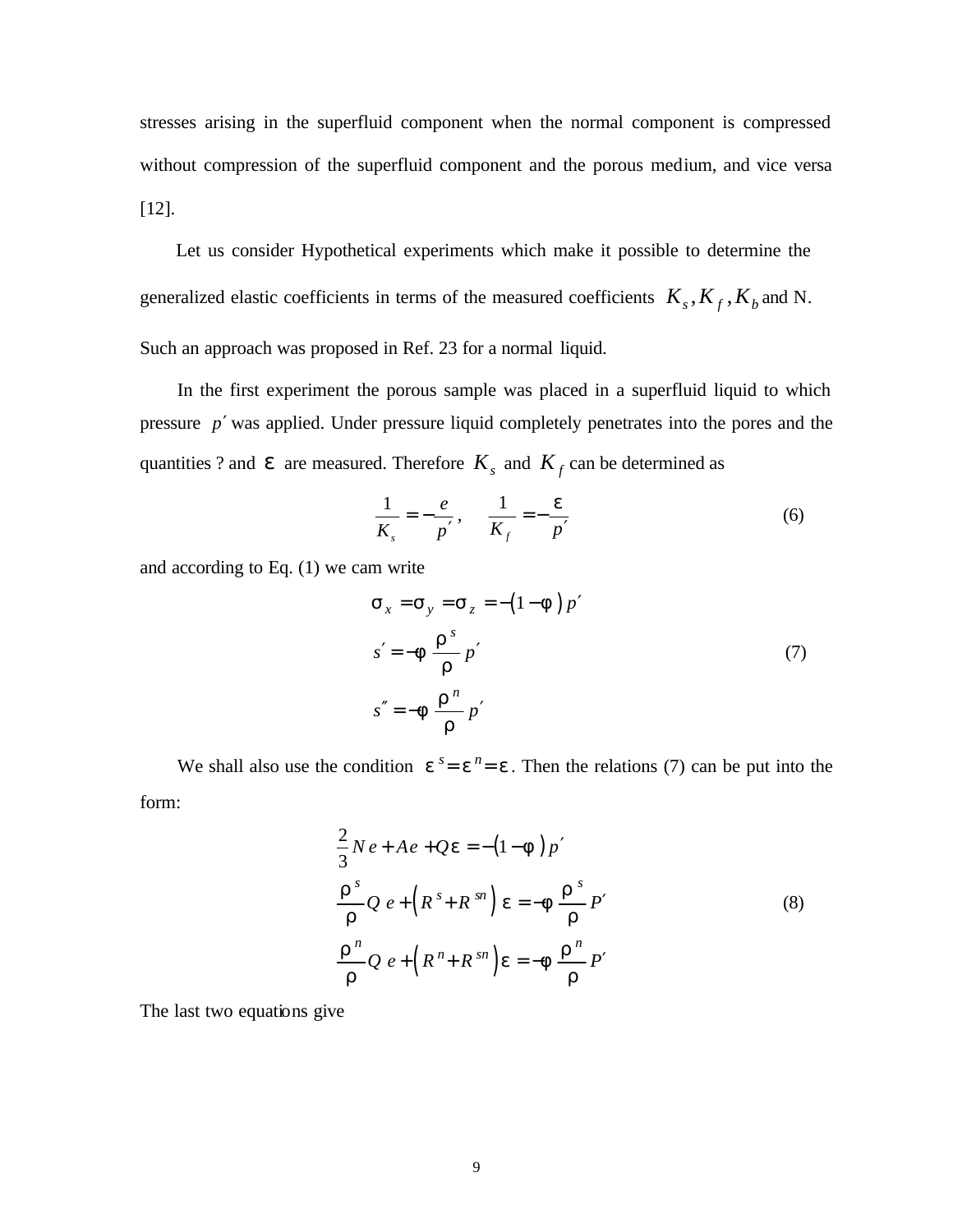stresses arising in the superfluid component when the normal component is compressed without compression of the superfluid component and the porous medium, and vice versa [12].

Let us consider Hypothetical experiments which make it possible to determine the generalized elastic coefficients in terms of the measured coefficients $K_s, K_f, K_b$ and N. Such an approach was proposed in Ref. 23 for a normal liquid.

In the first experiment the porous sample was placed in a superfluid liquid to which pressure $p'$ was applied. Under pressure liquid completely penetrates into the pores and the quantities ? and $\varepsilon$ are measured. Therefore $K_s$ and $K_f$ can be determined as

$$\frac{1}{K_s} = -\frac{e}{p'}, \qquad \frac{1}{K_f} = -\frac{\varepsilon}{p'} \tag{6}$$

and according to Eq. (1) we cam write

$$\begin{aligned}
\sigma_x &= \sigma_y = \sigma_z = -(1-\phi)\, p' \\
s' &= -\phi \frac{\rho^s}{\rho} p' \\
s'' &= -\phi \frac{\rho^n}{\rho} p'
\end{aligned} \tag{7}$$

We shall also use the condition $\varepsilon^s = \varepsilon^n = \varepsilon$. Then the relations (7) can be put into the form:

$$\begin{aligned}
&\frac{2}{3} N e + A e + Q\varepsilon = -(1-\phi)\, p' \\
&\frac{\rho^s}{\rho} Q\, e + \left(R^s + R^{sn}\right) \varepsilon = -\phi \frac{\rho^s}{\rho} P' \\
&\frac{\rho^n}{\rho} Q\, e + \left(R^n + R^{sn}\right) \varepsilon = -\phi \frac{\rho^n}{\rho} P'
\end{aligned} \tag{8}$$

The last two equations give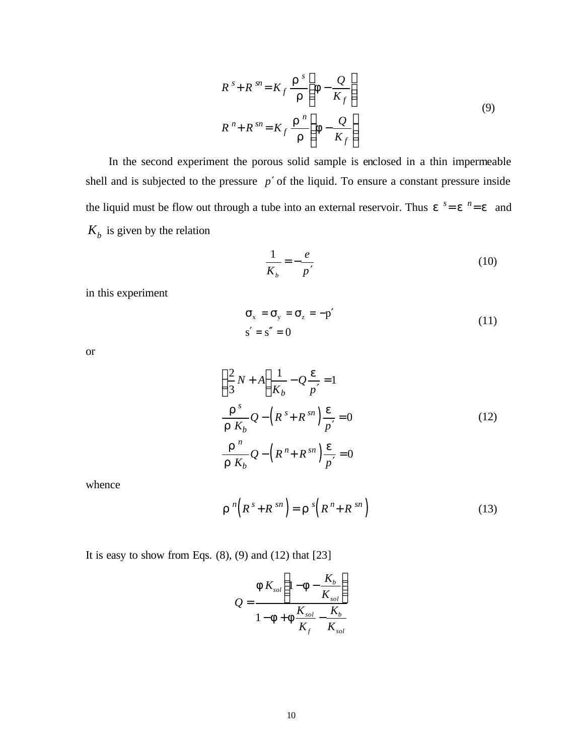$$
\begin{aligned}
R^{s}+R^{sn} &= K_f \frac{\rho^{s}}{\rho}\left(\phi-\frac{Q}{K_f}\right) \\
R^{n}+R^{sn} &= K_f \frac{\rho^{n}}{\rho}\left(\phi-\frac{Q}{K_f}\right)
\end{aligned}
\tag{9}
$$

In the second experiment the porous solid sample is enclosed in a thin impermeable shell and is subjected to the pressure $p'$ of the liquid. To ensure a constant pressure inside the liquid must be flow out through a tube into an external reservoir. Thus $\varepsilon^{s}=\varepsilon^{n}=\varepsilon$ and $K_b$ is given by the relation

$$
\frac{1}{K_b}=-\frac{e}{p'} \tag{10}
$$

in this experiment

$$
\begin{aligned}
&\sigma_x=\sigma_y=\sigma_z=-p' \\
&s'=s''=0
\end{aligned}
\tag{11}
$$

or

$$
\begin{aligned}
&\left(\frac{2}{3}N+A\right)\frac{1}{K_b}-Q\frac{\varepsilon}{p'}=1 \\
&\frac{\rho^{s}}{\rho K_b}Q-\left(R^{s}+R^{sn}\right)\frac{\varepsilon}{p'}=0 \\
&\frac{\rho^{n}}{\rho K_b}Q-\left(R^{n}+R^{sn}\right)\frac{\varepsilon}{p'}=0
\end{aligned}
\tag{12}
$$

whence

$$
\rho^{n}\left(R^{s}+R^{sn}\right)=\rho^{s}\left(R^{n}+R^{sn}\right) \tag{13}
$$

It is easy to show from Eqs. (8), (9) and (12) that [23]

$$
Q=\frac{\phi K_{sol}\left(1-\phi-\frac{K_b}{K_{sol}}\right)}{1-\phi+\phi\frac{K_{sol}}{K_f}-\frac{K_b}{K_{sol}}}
$$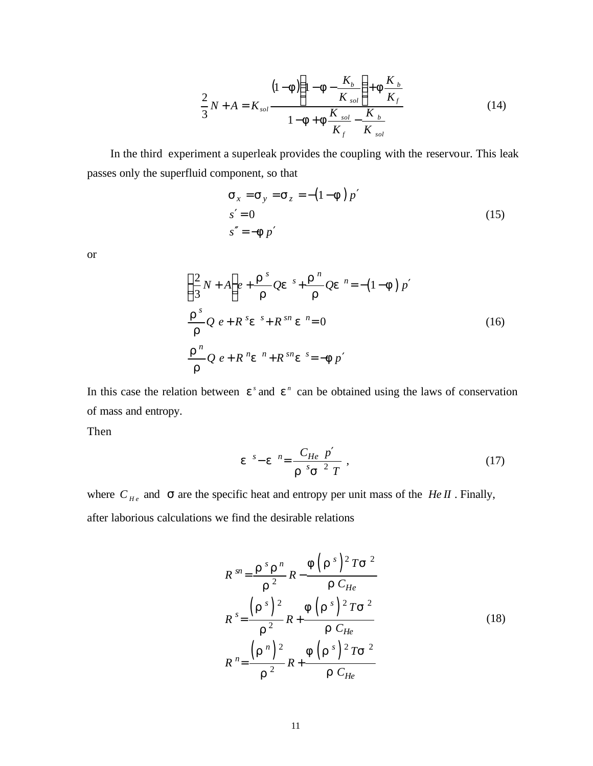$$\frac{2}{3}N + A = K_{sol}\frac{(1-\phi)\left(1-\phi-\dfrac{K_b}{K_{sol}}\right)+\phi\dfrac{K_b}{K_f}}{1-\phi+\phi\dfrac{K_{sol}}{K_f}-\dfrac{K_b}{K_{sol}}} \tag{14}$$

In the third experiment a superleak provides the coupling with the reservour. This leak passes only the superfluid component, so that

$$\begin{aligned}
&\sigma_x = \sigma_y = \sigma_z = -(1-\phi)\, p' \\
&s' = 0 \\
&s'' = -\phi\, p'
\end{aligned} \tag{15}$$

or

$$\begin{aligned}
&\left(\frac{2}{3}N + A\right)e + \frac{\rho^s}{\rho}Q\varepsilon^s + \frac{\rho^n}{\rho}Q\varepsilon^n = -(1-\phi)\, p' \\
&\frac{\rho^s}{\rho}Q\, e + R^s\varepsilon^s + R^{sn}\varepsilon^n = 0 \\
&\frac{\rho^n}{\rho}Q\, e + R^n\varepsilon^n + R^{sn}\varepsilon^s = -\phi\, p'
\end{aligned} \tag{16}$$

In this case the relation between $\varepsilon^s$ and $\varepsilon^n$ can be obtained using the laws of conservation of mass and entropy.

Then

$$\varepsilon^s - \varepsilon^n = \frac{C_{He}\; p'}{\rho^s \sigma^2\, T}\ , \tag{17}$$

where $C_{He}$ and $\sigma$ are the specific heat and entropy per unit mass of the $He\,II$ . Finally, after laborious calculations we find the desirable relations

$$\begin{aligned}
&R^{sn} = \frac{\rho^s\rho^n}{\rho^2}R - \frac{\phi\left(\rho^s\right)^2 T\sigma^2}{\rho\, C_{He}} \\
&R^s = \frac{\left(\rho^s\right)^2}{\rho^2}R + \frac{\phi\left(\rho^s\right)^2 T\sigma^2}{\rho\, C_{He}} \\
&R^n = \frac{\left(\rho^n\right)^2}{\rho^2}R + \frac{\phi\left(\rho^s\right)^2 T\sigma^2}{\rho\, C_{He}}
\end{aligned} \tag{18}$$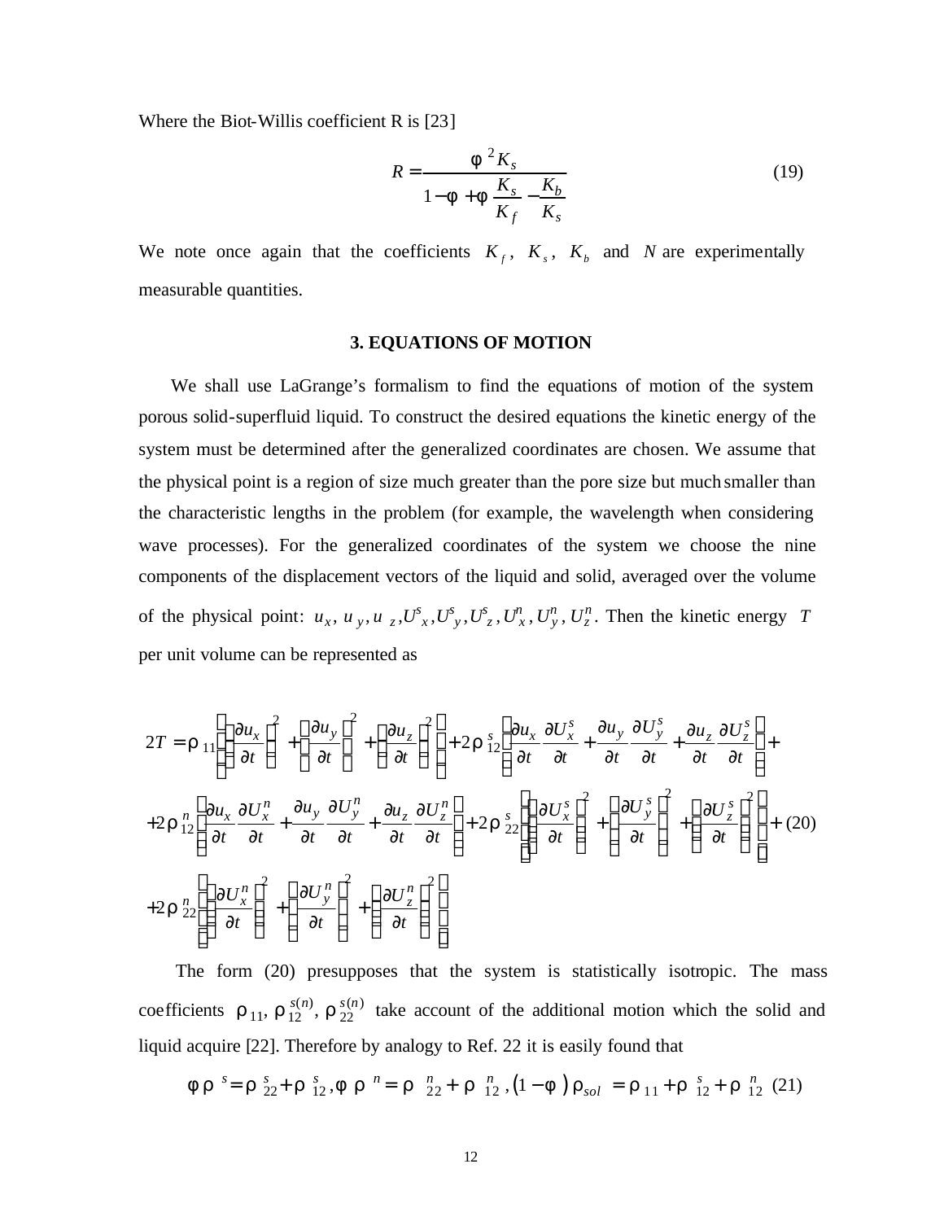Where the Biot-Willis coefficient R is [23]

$$R = \frac{\phi^2 K_s}{1 - \phi + \phi \frac{K_s}{K_f} - \frac{K_b}{K_s}} \tag{19}$$

We note once again that the coefficients $K_f$, $K_s$, $K_b$ and $N$ are experimentally measurable quantities.

## 3. EQUATIONS OF MOTION

We shall use LaGrange's formalism to find the equations of motion of the system porous solid-superfluid liquid. To construct the desired equations the kinetic energy of the system must be determined after the generalized coordinates are chosen. We assume that the physical point is a region of size much greater than the pore size but much smaller than the characteristic lengths in the problem (for example, the wavelength when considering wave processes). For the generalized coordinates of the system we choose the nine components of the displacement vectors of the liquid and solid, averaged over the volume of the physical point: $u_x, u_y, u_z, U^s_x, U^s_y, U^s_z, U^n_x, U^n_y, U^n_z$. Then the kinetic energy $T$ per unit volume can be represented as

$$\begin{aligned}
2T &= \rho_{11}\left[\left(\frac{\partial u_x}{\partial t}\right)^2 + \left(\frac{\partial u_y}{\partial t}\right)^2 + \left(\frac{\partial u_z}{\partial t}\right)^2\right] + 2\rho^s_{12}\left(\frac{\partial u_x}{\partial t}\frac{\partial U^s_x}{\partial t} + \frac{\partial u_y}{\partial t}\frac{\partial U^s_y}{\partial t} + \frac{\partial u_z}{\partial t}\frac{\partial U^s_z}{\partial t}\right) + \\
&+ 2\rho^n_{12}\left(\frac{\partial u_x}{\partial t}\frac{\partial U^n_x}{\partial t} + \frac{\partial u_y}{\partial t}\frac{\partial U^n_y}{\partial t} + \frac{\partial u_z}{\partial t}\frac{\partial U^n_z}{\partial t}\right) + 2\rho^s_{22}\left[\left(\frac{\partial U^s_x}{\partial t}\right)^2 + \left(\frac{\partial U^s_y}{\partial t}\right)^2 + \left(\frac{\partial U^s_z}{\partial t}\right)^2\right] + \\
&+ 2\rho^n_{22}\left[\left(\frac{\partial U^n_x}{\partial t}\right)^2 + \left(\frac{\partial U^n_y}{\partial t}\right)^2 + \left(\frac{\partial U^n_z}{\partial t}\right)^2\right]
\end{aligned} \tag{20}$$

The form (20) presupposes that the system is statistically isotropic. The mass coefficients $\rho_{11}$, $\rho^{s(n)}_{12}$, $\rho^{s(n)}_{22}$ take account of the additional motion which the solid and liquid acquire [22]. Therefore by analogy to Ref. 22 it is easily found that

$$\phi\rho^s = \rho^s_{22} + \rho^s_{12}, \phi\rho^n = \rho^n_{22} + \rho^n_{12}, (1-\phi)\rho_{sol} = \rho_{11} + \rho^s_{12} + \rho^n_{12} \tag{21}$$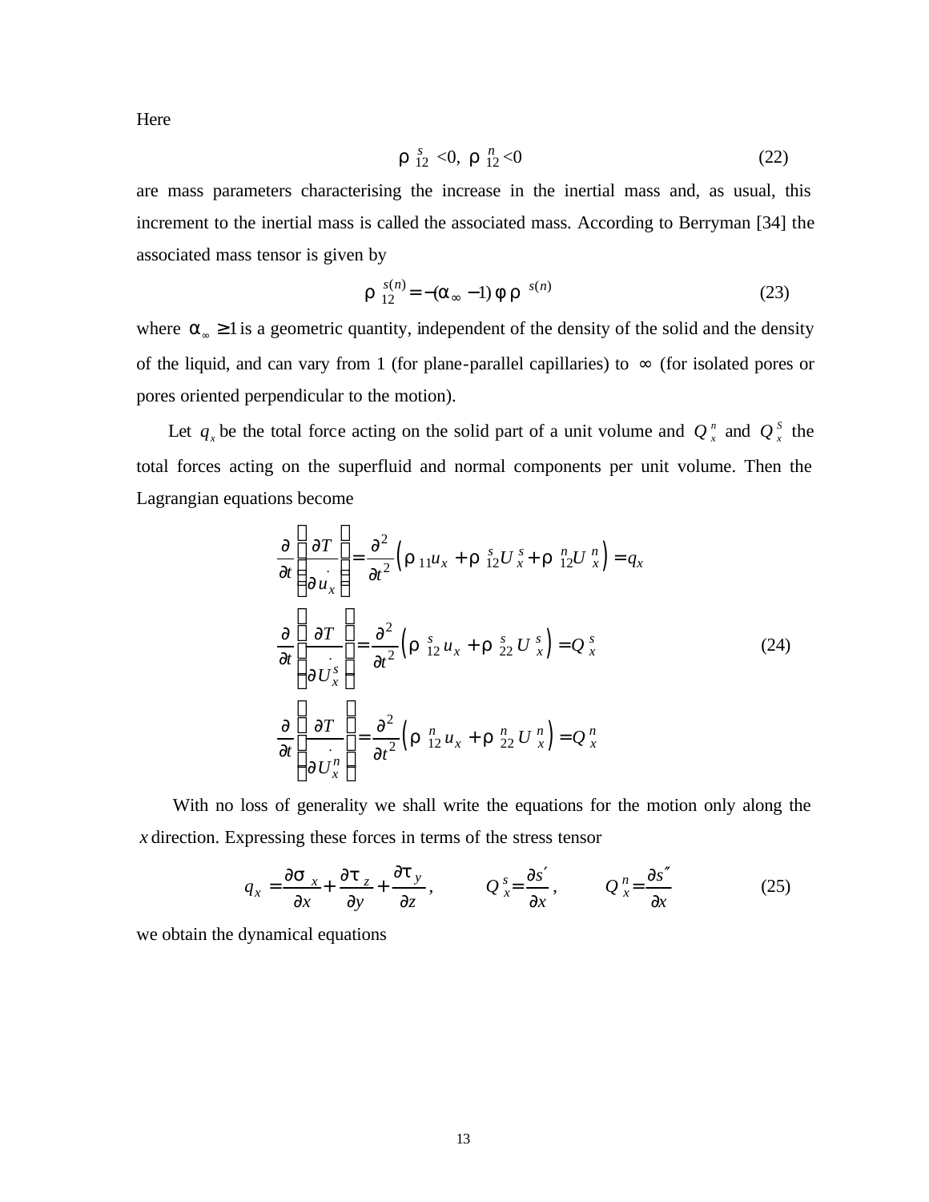Here

$$\rho_{12}^{s} < 0, \ \rho_{12}^{n} < 0 \tag{22}$$

are mass parameters characterising the increase in the inertial mass and, as usual, this increment to the inertial mass is called the associated mass. According to Berryman [34] the associated mass tensor is given by

$$\rho_{12}^{s(n)} = -(\alpha_{\infty} - 1)\,\phi\,\rho^{s(n)} \tag{23}$$

where $\alpha_{\infty} \geq 1$ is a geometric quantity, independent of the density of the solid and the density of the liquid, and can vary from 1 (for plane-parallel capillaries) to $\infty$ (for isolated pores or pores oriented perpendicular to the motion).

Let $q_x$ be the total force acting on the solid part of a unit volume and $Q_x^n$ and $Q_x^s$ the total forces acting on the superfluid and normal components per unit volume. Then the Lagrangian equations become

$$\begin{aligned}
\frac{\partial}{\partial t}\left(\frac{\partial T}{\partial \dot{u}_x}\right) &= \frac{\partial^2}{\partial t^2}\left(\rho_{11}u_x + \rho_{12}^{s}U_x^{s} + \rho_{12}^{n}U_x^{n}\right) = q_x \\
\frac{\partial}{\partial t}\left(\frac{\partial T}{\partial \dot{U}_x^{s}}\right) &= \frac{\partial^2}{\partial t^2}\left(\rho_{12}^{s}u_x + \rho_{22}^{s}U_x^{s}\right) = Q_x^{s} \\
\frac{\partial}{\partial t}\left(\frac{\partial T}{\partial \dot{U}_x^{n}}\right) &= \frac{\partial^2}{\partial t^2}\left(\rho_{12}^{n}u_x + \rho_{22}^{n}U_x^{n}\right) = Q_x^{n}
\end{aligned} \tag{24}$$

With no loss of generality we shall write the equations for the motion only along the $x$ direction. Expressing these forces in terms of the stress tensor

$$q_x = \frac{\partial \sigma_x}{\partial x} + \frac{\partial \tau_z}{\partial y} + \frac{\partial \tau_y}{\partial z}, \qquad Q_x^{s} = \frac{\partial s'}{\partial x}, \qquad Q_x^{n} = \frac{\partial s''}{\partial x} \tag{25}$$

we obtain the dynamical equations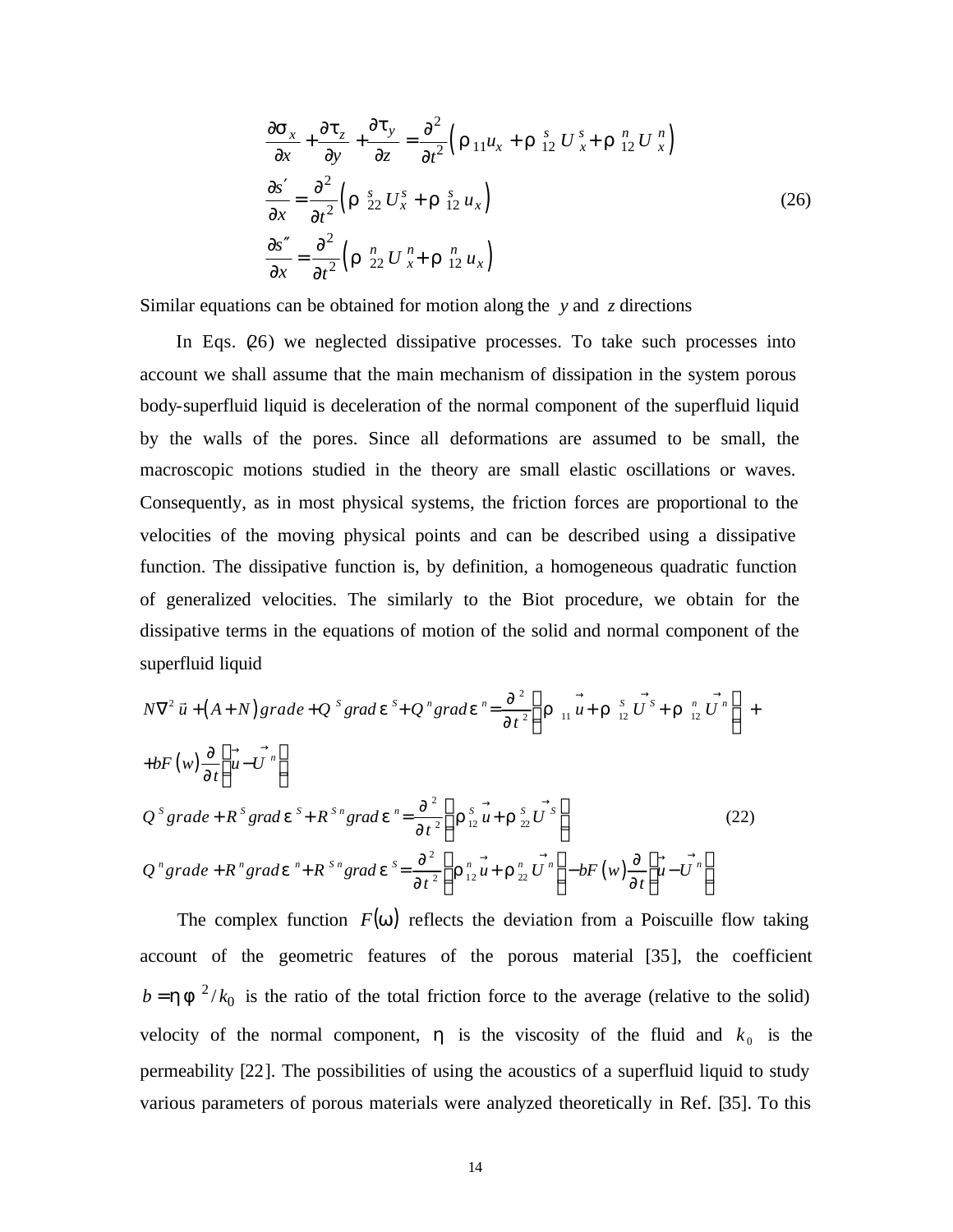$$
\begin{aligned}
&\frac{\partial \sigma_x}{\partial x} + \frac{\partial \tau_z}{\partial y} + \frac{\partial \tau_y}{\partial z} = \frac{\partial^2}{\partial t^2}\left(\rho_{11} u_x + \rho_{12}^{s} U_x^{s} + \rho_{12}^{n} U_x^{n}\right) \\
&\frac{\partial s'}{\partial x} = \frac{\partial^2}{\partial t^2}\left(\rho_{22}^{s} U_x^{s} + \rho_{12}^{s} u_x\right) \\
&\frac{\partial s''}{\partial x} = \frac{\partial^2}{\partial t^2}\left(\rho_{22}^{n} U_x^{n} + \rho_{12}^{n} u_x\right)
\end{aligned}
\tag{26}
$$

Similar equations can be obtained for motion along the $y$ and $z$ directions

In Eqs. (26) we neglected dissipative processes. To take such processes into account we shall assume that the main mechanism of dissipation in the system porous body-superfluid liquid is deceleration of the normal component of the superfluid liquid by the walls of the pores. Since all deformations are assumed to be small, the macroscopic motions studied in the theory are small elastic oscillations or waves. Consequently, as in most physical systems, the friction forces are proportional to the velocities of the moving physical points and can be described using a dissipative function. The dissipative function is, by definition, a homogeneous quadratic function of generalized velocities. The similarly to the Biot procedure, we obtain for the dissipative terms in the equations of motion of the solid and normal component of the superfluid liquid

$$
\begin{aligned}
&N\nabla^2 \vec{u} + (A+N)\, grad\, e + Q^{s} grad\, \varepsilon^{s} + Q^{n} grad\, \varepsilon^{n} = \frac{\partial^2}{\partial t^2}\left(\rho_{11}\vec{u} + \rho_{12}^{s}\vec{U}^{s} + \rho_{12}^{n}\vec{U}^{n}\right) + \\
&+ bF(w)\frac{\partial}{\partial t}\left(\vec{u} - \vec{U}^{n}\right) \\
&Q^{s} grad\, e + R^{s} grad\, \varepsilon^{s} + R^{sn} grad\, \varepsilon^{n} = \frac{\partial^2}{\partial t^2}\left(\rho_{12}^{s}\vec{u} + \rho_{22}^{s}\vec{U}^{s}\right) \\
&Q^{n} grad\, e + R^{n} grad\, \varepsilon^{n} + R^{sn} grad\, \varepsilon^{s} = \frac{\partial^2}{\partial t^2}\left(\rho_{12}^{n}\vec{u} + \rho_{22}^{n}\vec{U}^{n}\right) - bF(w)\frac{\partial}{\partial t}\left(\vec{u} - \vec{U}^{n}\right)
\end{aligned}
\tag{22}
$$

The complex function $F(\omega)$ reflects the deviation from a Poiscuille flow taking account of the geometric features of the porous material [35], the coefficient $b = \eta\phi^2/k_0$ is the ratio of the total friction force to the average (relative to the solid) velocity of the normal component, $\eta$ is the viscosity of the fluid and $k_0$ is the permeability [22]. The possibilities of using the acoustics of a superfluid liquid to study various parameters of porous materials were analyzed theoretically in Ref. [35]. To this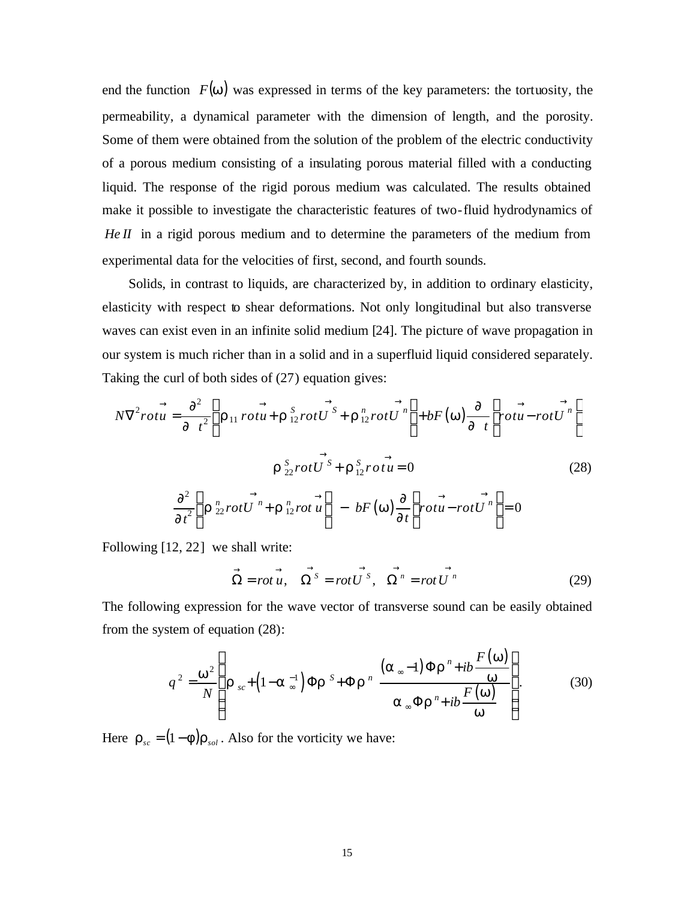end the function $F(\omega)$ was expressed in terms of the key parameters: the tortuosity, the permeability, a dynamical parameter with the dimension of length, and the porosity. Some of them were obtained from the solution of the problem of the electric conductivity of a porous medium consisting of a insulating porous material filled with a conducting liquid. The response of the rigid porous medium was calculated. The results obtained make it possible to investigate the characteristic features of two-fluid hydrodynamics of $He\,II$ in a rigid porous medium and to determine the parameters of the medium from experimental data for the velocities of first, second, and fourth sounds.

Solids, in contrast to liquids, are characterized by, in addition to ordinary elasticity, elasticity with respect to shear deformations. Not only longitudinal but also transverse waves can exist even in an infinite solid medium [24]. The picture of wave propagation in our system is much richer than in a solid and in a superfluid liquid considered separately. Taking the curl of both sides of (27) equation gives:

$$N\nabla^2 rot\vec{u} = \frac{\partial^2}{\partial t^2}\left(\rho_{11}\, rot\vec{u} + \rho_{12}^S rot\vec{U}^S + \rho_{12}^n rot\vec{U}^n\right) + bF(\omega)\frac{\partial}{\partial t}\left(rot\vec{u} - rot\vec{U}^n\right)$$

$$\rho_{22}^S rot\vec{U}^S + \rho_{12}^S rot\vec{u} = 0 \tag{28}$$

$$\frac{\partial^2}{\partial t^2}\left(\rho_{22}^n rot\vec{U}^n + \rho_{12}^n rot\,\vec{u}\right) - bF(\omega)\frac{\partial}{\partial t}\left(rot\vec{u} - rot\vec{U}^n\right) = 0$$

Following [12, 22] we shall write:

$$\vec{\Omega} = rot\,\vec{u},\quad \vec{\Omega}^S = rot\vec{U}^S,\quad \vec{\Omega}^n = rot\vec{U}^n \tag{29}$$

The following expression for the wave vector of transverse sound can be easily obtained from the system of equation (28):

$$q^2 = \frac{\omega^2}{N}\left[\rho_{sc} + \left(1 - \alpha_\infty^{-1}\right)\Phi\rho^S + \Phi\rho^n\,\frac{(\alpha_\infty - 1)\Phi\rho^n + ib\dfrac{F(\omega)}{\omega}}{\alpha_\infty\Phi\rho^n + ib\dfrac{F(\omega)}{\omega}}\right]. \tag{30}$$

Here $\rho_{sc} = (1-\phi)\rho_{sol}$. Also for the vorticity we have: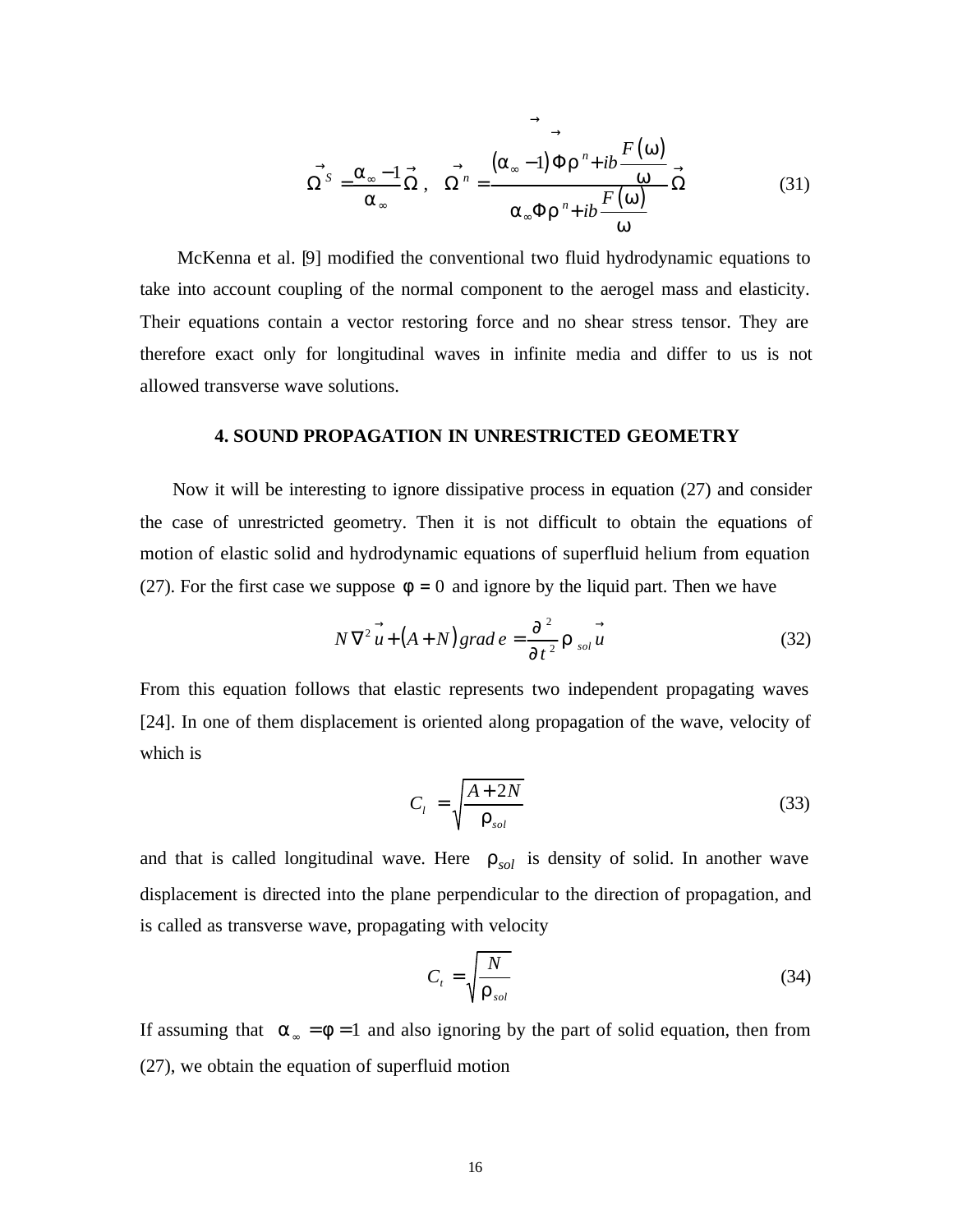$$\vec{\Omega}^S = \frac{\alpha_\infty - 1}{\alpha_\infty}\vec{\Omega}\,, \quad \vec{\Omega}^n = \frac{(\alpha_\infty - 1)\Phi\rho^n + ib\dfrac{F(\omega)}{\omega}}{\alpha_\infty \Phi\rho^n + ib\dfrac{F(\omega)}{\omega}}\vec{\Omega} \tag{31}$$

McKenna et al. [9] modified the conventional two fluid hydrodynamic equations to take into account coupling of the normal component to the aerogel mass and elasticity. Their equations contain a vector restoring force and no shear stress tensor. They are therefore exact only for longitudinal waves in infinite media and differ to us is not allowed transverse wave solutions.

## 4. SOUND PROPAGATION IN UNRESTRICTED GEOMETRY

Now it will be interesting to ignore dissipative process in equation (27) and consider the case of unrestricted geometry. Then it is not difficult to obtain the equations of motion of elastic solid and hydrodynamic equations of superfluid helium from equation (27). For the first case we suppose $\phi = 0$ and ignore by the liquid part. Then we have

$$N\nabla^2\vec{u} + (A+N)\,grad\,e = \frac{\partial^2}{\partial t^2}\rho_{sol}\vec{u} \tag{32}$$

From this equation follows that elastic represents two independent propagating waves [24]. In one of them displacement is oriented along propagation of the wave, velocity of which is

$$C_l = \sqrt{\frac{A+2N}{\rho_{sol}}} \tag{33}$$

and that is called longitudinal wave. Here $\rho_{sol}$ is density of solid. In another wave displacement is directed into the plane perpendicular to the direction of propagation, and is called as transverse wave, propagating with velocity

$$C_t = \sqrt{\frac{N}{\rho_{sol}}} \tag{34}$$

If assuming that $\alpha_\infty = \phi = 1$ and also ignoring by the part of solid equation, then from (27), we obtain the equation of superfluid motion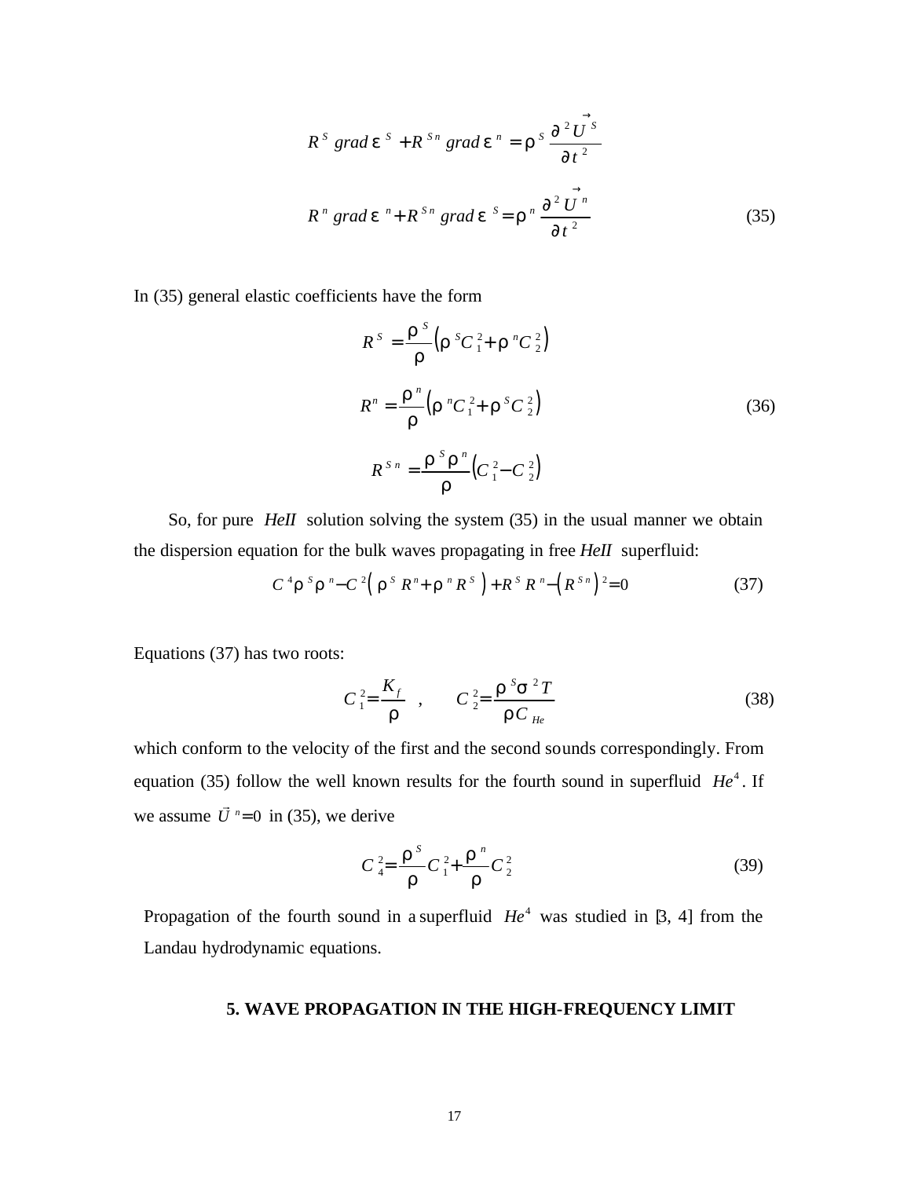$$R^{S}\ grad\,\varepsilon^{S} + R^{Sn}\ grad\,\varepsilon^{n} = \rho^{S}\frac{\partial^{2}\vec{U}^{S}}{\partial t^{2}}$$

$$R^{n}\ grad\,\varepsilon^{n} + R^{Sn}\ grad\,\varepsilon^{S} = \rho^{n}\frac{\partial^{2}\vec{U}^{n}}{\partial t^{2}} \tag{35}$$

In (35) general elastic coefficients have the form

$$R^{S} = \frac{\rho^{S}}{\rho}\left(\rho^{S}C_{1}^{2} + \rho^{n}C_{2}^{2}\right)$$

$$R^{n} = \frac{\rho^{n}}{\rho}\left(\rho^{n}C_{1}^{2} + \rho^{S}C_{2}^{2}\right) \tag{36}$$

$$R^{Sn} = \frac{\rho^{S}\rho^{n}}{\rho}\left(C_{1}^{2} - C_{2}^{2}\right)$$

So, for pure *HeII* solution solving the system (35) in the usual manner we obtain the dispersion equation for the bulk waves propagating in free *HeII* superfluid:

$$C^{4}\rho^{S}\rho^{n} - C^{2}\left(\rho^{S}R^{n} + \rho^{n}R^{S}\right) + R^{S}R^{n} - \left(R^{Sn}\right)^{2} = 0 \tag{37}$$

Equations (37) has two roots:

$$C_{1}^{2} = \frac{K_{f}}{\rho}\ ,\qquad C_{2}^{2} = \frac{\rho^{S}\sigma^{2}T}{\rho C_{He}} \tag{38}$$

which conform to the velocity of the first and the second sounds correspondingly. From equation (35) follow the well known results for the fourth sound in superfluid $He^{4}$. If we assume $\vec{U}^{n} = 0$ in (35), we derive

$$C_{4}^{2} = \frac{\rho^{S}}{\rho}C_{1}^{2} + \frac{\rho^{n}}{\rho}C_{2}^{2} \tag{39}$$

Propagation of the fourth sound in a superfluid $He^{4}$ was studied in [3, 4] from the Landau hydrodynamic equations.

## 5. WAVE PROPAGATION IN THE HIGH-FREQUENCY LIMIT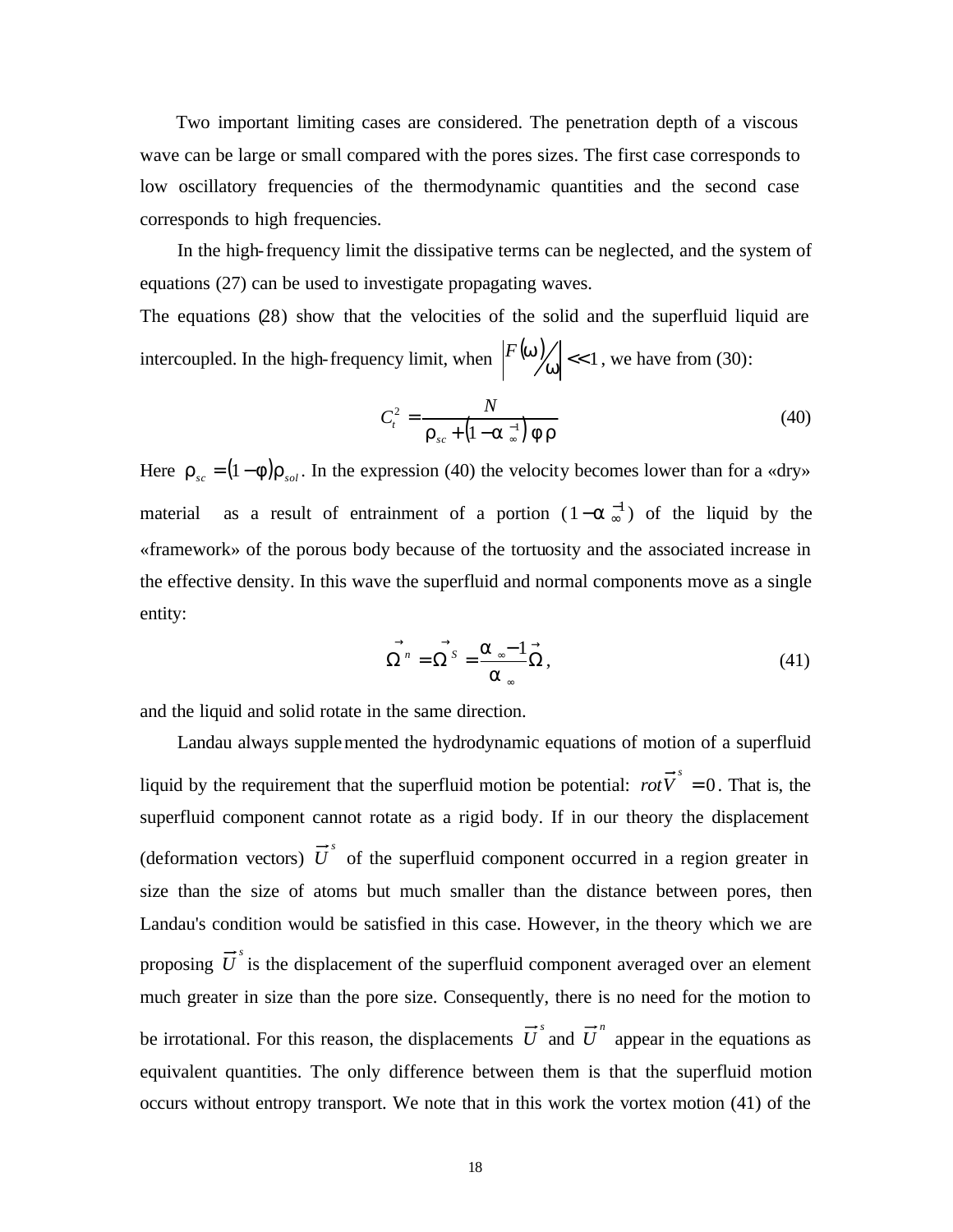Two important limiting cases are considered. The penetration depth of a viscous wave can be large or small compared with the pores sizes. The first case corresponds to low oscillatory frequencies of the thermodynamic quantities and the second case corresponds to high frequencies.

In the high-frequency limit the dissipative terms can be neglected, and the system of equations (27) can be used to investigate propagating waves.

The equations (28) show that the velocities of the solid and the superfluid liquid are intercoupled. In the high-frequency limit, when $\left| F(\omega)/\omega \right| << 1$, we have from (30):

$$C_t^2 = \frac{N}{\rho_{sc} + \left(1 - \alpha_\infty^{-1}\right)\phi\rho} \tag{40}$$

Here $\rho_{sc} = (1-\phi)\rho_{sol}$. In the expression (40) the velocity becomes lower than for a «dry» material as a result of entrainment of a portion $(1-\alpha_\infty^{-1})$ of the liquid by the «framework» of the porous body because of the tortuosity and the associated increase in the effective density. In this wave the superfluid and normal components move as a single entity:

$$\vec{\Omega}^n = \vec{\Omega}^S = \frac{\alpha_\infty - 1}{\alpha_\infty}\vec{\Omega}, \tag{41}$$

and the liquid and solid rotate in the same direction.

Landau always supplemented the hydrodynamic equations of motion of a superfluid liquid by the requirement that the superfluid motion be potential: $rot\vec{V}^s = 0$. That is, the superfluid component cannot rotate as a rigid body. If in our theory the displacement (deformation vectors) $\vec{U}^s$ of the superfluid component occurred in a region greater in size than the size of atoms but much smaller than the distance between pores, then Landau's condition would be satisfied in this case. However, in the theory which we are proposing $\vec{U}^s$ is the displacement of the superfluid component averaged over an element much greater in size than the pore size. Consequently, there is no need for the motion to be irrotational. For this reason, the displacements $\vec{U}^s$ and $\vec{U}^n$ appear in the equations as equivalent quantities. The only difference between them is that the superfluid motion occurs without entropy transport. We note that in this work the vortex motion (41) of the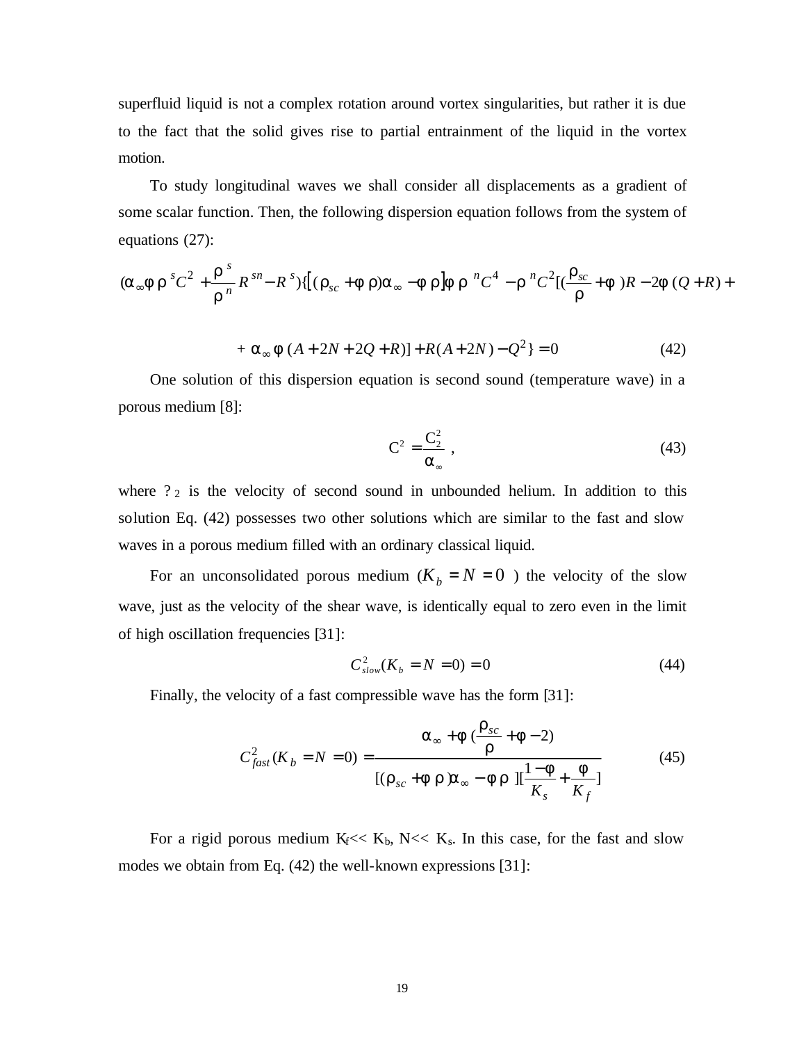superfluid liquid is not a complex rotation around vortex singularities, but rather it is due to the fact that the solid gives rise to partial entrainment of the liquid in the vortex motion.

To study longitudinal waves we shall consider all displacements as a gradient of some scalar function. Then, the following dispersion equation follows from the system of equations (27):

$$(\alpha_\infty \phi \rho^s C^2 + \frac{\rho^s}{\rho^n} R^{sn} - R^s)\{[(\rho_{sc} + \phi\rho)\alpha_\infty - \phi\rho]\phi\rho^n C^4 - \rho^n C^2[(\frac{\rho_{sc}}{\rho} + \phi)R - 2\phi(Q+R) +$$

$$+ \alpha_\infty \phi(A + 2N + 2Q + R)] + R(A + 2N) - Q^2\} = 0 \qquad (42)$$

One solution of this dispersion equation is second sound (temperature wave) in a porous medium [8]:

$$C^2 = \frac{C_2^2}{\alpha_\infty}, \qquad (43)$$

where ?$_2$ is the velocity of second sound in unbounded helium. In addition to this solution Eq. (42) possesses two other solutions which are similar to the fast and slow waves in a porous medium filled with an ordinary classical liquid.

For an unconsolidated porous medium ($K_b = N = 0$) the velocity of the slow wave, just as the velocity of the shear wave, is identically equal to zero even in the limit of high oscillation frequencies [31]:

$$C_{slow}^2(K_b = N = 0) = 0 \qquad (44)$$

Finally, the velocity of a fast compressible wave has the form [31]:

$$C_{fast}^2(K_b = N = 0) = \frac{\alpha_\infty + \phi(\frac{\rho_{sc}}{\rho} + \phi - 2)}{[(\rho_{sc} + \phi\rho)\alpha_\infty - \phi\rho][\frac{1-\phi}{K_s} + \frac{\phi}{K_f}]} \qquad (45)$$

For a rigid porous medium $K_f << K_b$, $N << K_s$. In this case, for the fast and slow modes we obtain from Eq. (42) the well-known expressions [31]: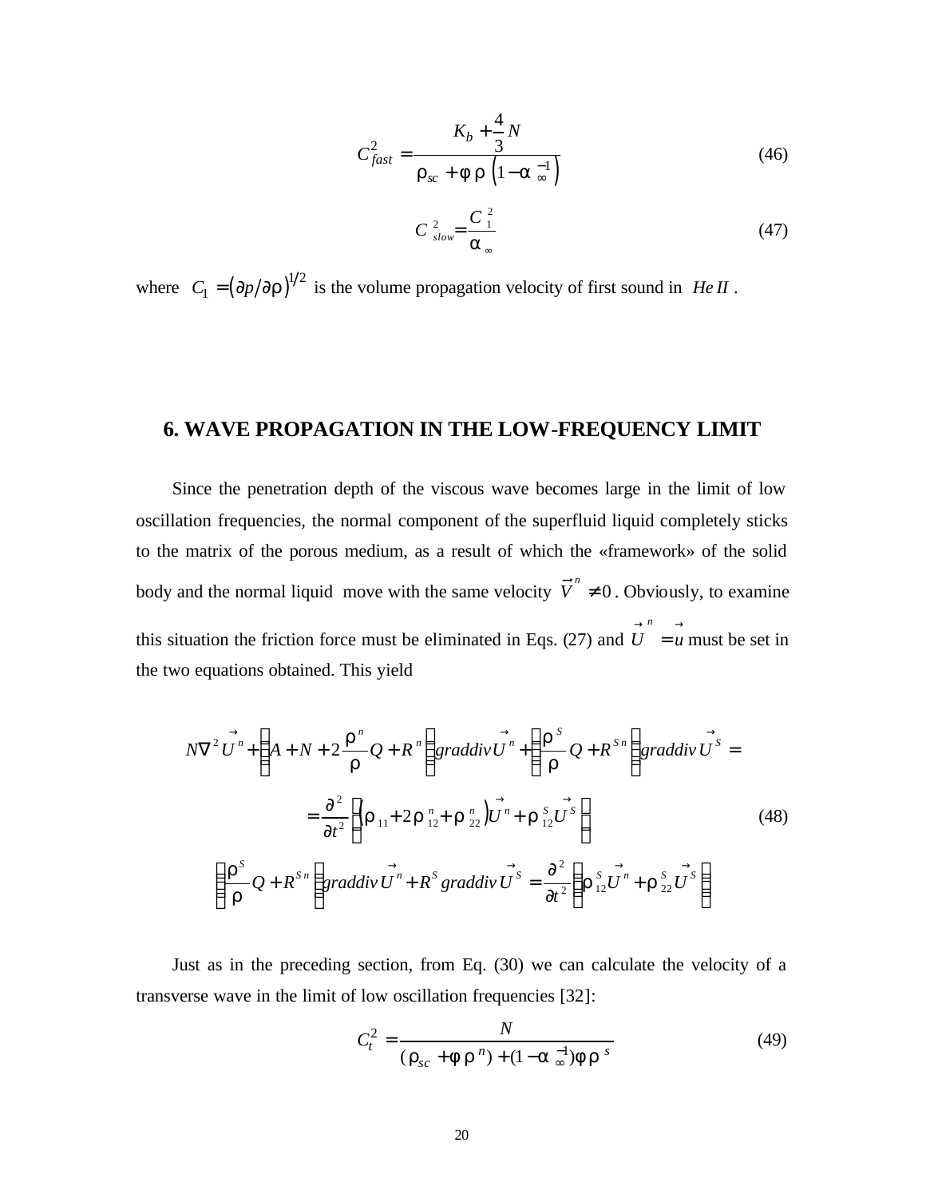$$C_{fast}^2 = \frac{K_b + \frac{4}{3}N}{\rho_{sc} + \phi\rho\left(1-\alpha_\infty^{-1}\right)} \tag{46}$$

$$C_{slow}^2 = \frac{C_1^2}{\alpha_\infty} \tag{47}$$

where $C_1 = \left(\partial p/\partial\rho\right)^{1/2}$ is the volume propagation velocity of first sound in $He\,II$.

## 6. WAVE PROPAGATION IN THE LOW-FREQUENCY LIMIT

Since the penetration depth of the viscous wave becomes large in the limit of low oscillation frequencies, the normal component of the superfluid liquid completely sticks to the matrix of the porous medium, as a result of which the «framework» of the solid body and the normal liquid move with the same velocity $\vec{V}^n \neq 0$. Obviously, to examine this situation the friction force must be eliminated in Eqs. (27) and $\vec{U}^n = \vec{u}$ must be set in the two equations obtained. This yield

$$N\nabla^2 \vec{U}^n + \left(A + N + 2\frac{\rho^n}{\rho}Q + R^n\right) grad\,div\,\vec{U}^n + \left(\frac{\rho^S}{\rho}Q + R^{Sn}\right) grad\,div\,\vec{U}^S =$$
$$= \frac{\partial^2}{\partial t^2}\left(\left(\rho_{11} + 2\rho_{12}^n + \rho_{22}^n\right)\vec{U}^n + \rho_{12}^S \vec{U}^S\right) \tag{48}$$
$$\left(\frac{\rho^S}{\rho}Q + R^{Sn}\right) grad\,div\,\vec{U}^n + R^S\, grad\,div\,\vec{U}^S = \frac{\partial^2}{\partial t^2}\left(\rho_{12}^S \vec{U}^n + \rho_{22}^S \vec{U}^S\right)$$

Just as in the preceding section, from Eq. (30) we can calculate the velocity of a transverse wave in the limit of low oscillation frequencies [32]:

$$C_t^2 = \frac{N}{(\rho_{sc} + \phi\rho^n) + (1 - \alpha_\infty^{-1})\phi\rho^s} \tag{49}$$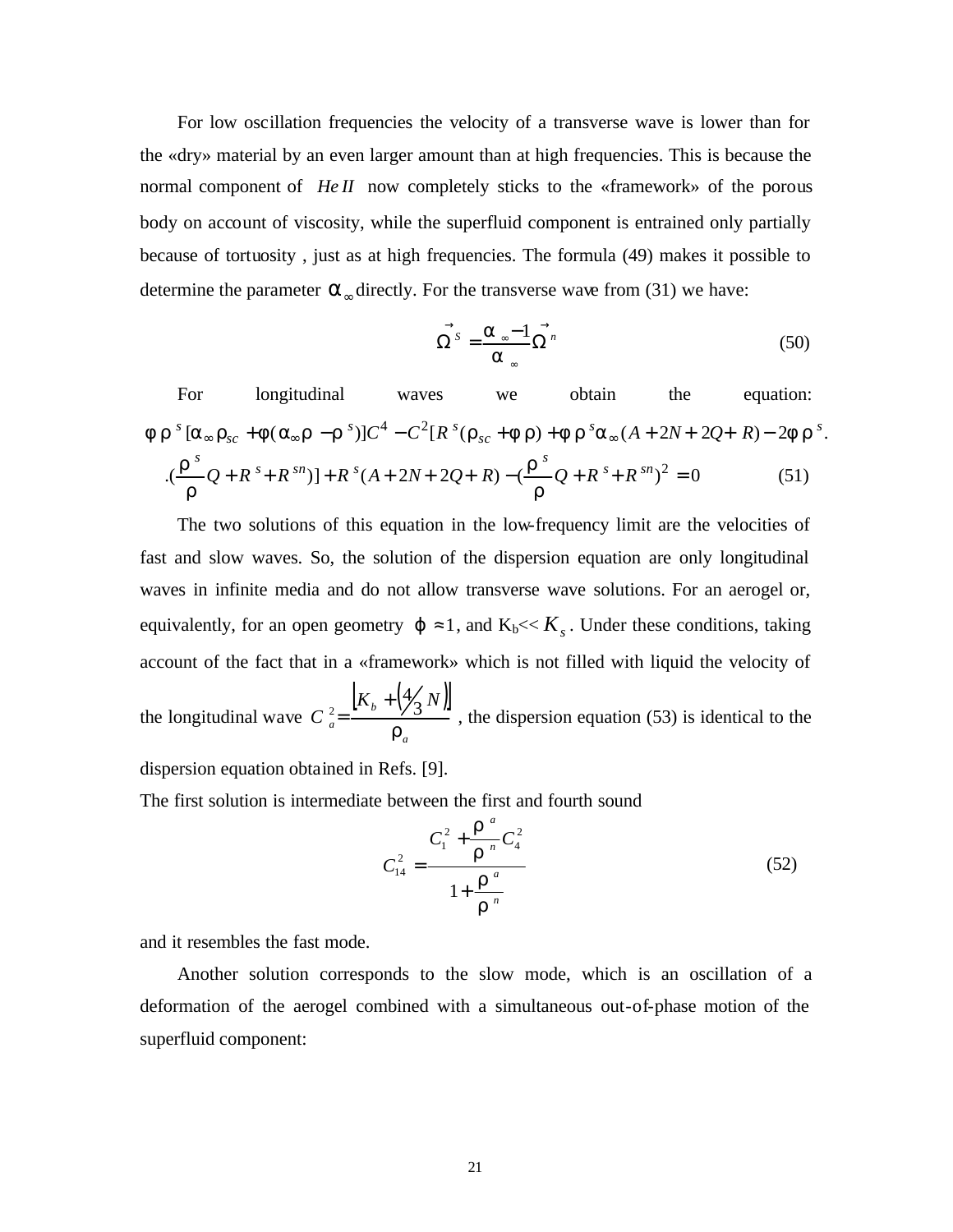For low oscillation frequencies the velocity of a transverse wave is lower than for the «dry» material by an even larger amount than at high frequencies. This is because the normal component of *He II* now completely sticks to the «framework» of the porous body on account of viscosity, while the superfluid component is entrained only partially because of tortuosity , just as at high frequencies. The formula (49) makes it possible to determine the parameter $\alpha_\infty$ directly. For the transverse wave from (31) we have:

$$\vec{\Omega}^s = \frac{\alpha_\infty - 1}{\alpha_\infty}\vec{\Omega}^n \tag{50}$$

For longitudinal waves we obtain the equation:

$$\phi\rho^s[\alpha_\infty\rho_{sc} + \phi(\alpha_\infty\rho - \rho^s)]C^4 - C^2[R^s(\rho_{sc} + \phi\rho) + \phi\rho^s\alpha_\infty(A + 2N + 2Q + R) - 2\phi\rho^s.$$
$$.(\frac{\rho^s}{\rho}Q + R^s + R^{sn})] + R^s(A + 2N + 2Q + R) - (\frac{\rho^s}{\rho}Q + R^s + R^{sn})^2 = 0 \tag{51}$$

The two solutions of this equation in the low-frequency limit are the velocities of fast and slow waves. So, the solution of the dispersion equation are only longitudinal waves in infinite media and do not allow transverse wave solutions. For an aerogel or, equivalently, for an open geometry $\varphi \approx 1$, and $K_b \ll K_s$. Under these conditions, taking account of the fact that in a «framework» which is not filled with liquid the velocity of the longitudinal wave $C_a^2 = \frac{\left[K_b + \left(4/3\, N\right)\right]}{\rho_a}$ , the dispersion equation (53) is identical to the dispersion equation obtained in Refs. [9].

The first solution is intermediate between the first and fourth sound

$$C_{14}^2 = \frac{C_1^2 + \frac{\rho^a}{\rho^n}C_4^2}{1 + \frac{\rho^a}{\rho^n}} \tag{52}$$

and it resembles the fast mode.

Another solution corresponds to the slow mode, which is an oscillation of a deformation of the aerogel combined with a simultaneous out-of-phase motion of the superfluid component: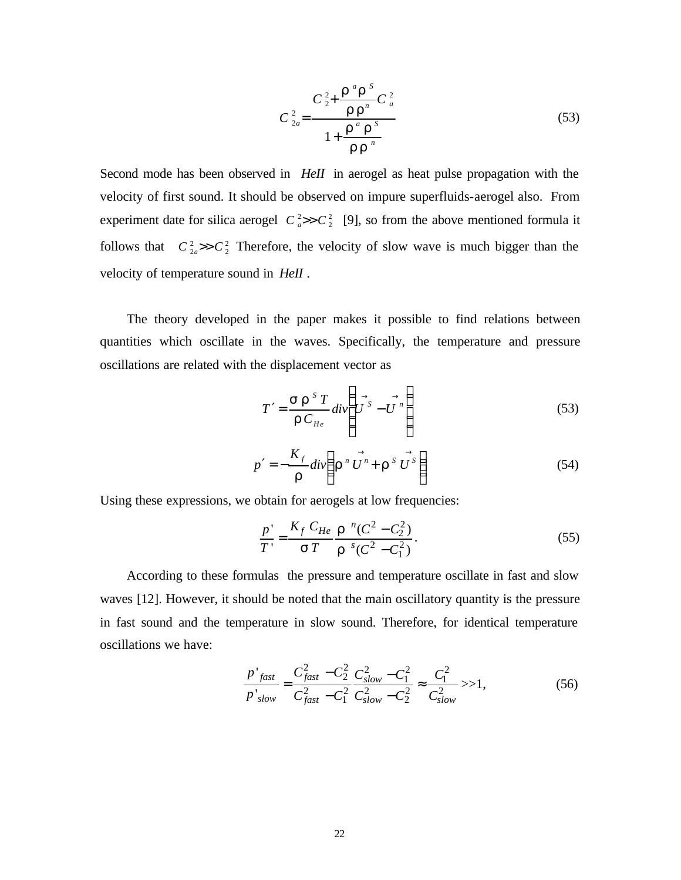$$C_{2a}^{2} = \frac{C_{2}^{2} + \frac{\rho^{a}\rho^{S}}{\rho\rho^{n}} C_{a}^{2}}{1 + \frac{\rho^{a}\rho^{S}}{\rho\rho^{n}}} \tag{53}$$

Second mode has been observed in *HeII* in aerogel as heat pulse propagation with the velocity of first sound. It should be observed on impure superfluids-aerogel also. From experiment date for silica aerogel $C_{a}^{2} >> C_{2}^{2}$ [9], so from the above mentioned formula it follows that $C_{2a}^{2} >> C_{2}^{2}$ Therefore, the velocity of slow wave is much bigger than the velocity of temperature sound in *HeII* .

The theory developed in the paper makes it possible to find relations between quantities which oscillate in the waves. Specifically, the temperature and pressure oscillations are related with the displacement vector as

$$T' = \frac{\sigma\rho^{S} T}{\rho C_{He}} div\left(\vec{U}^{S} - \vec{U}^{n}\right) \tag{53}$$

$$p' = -\frac{K_{f}}{\rho} div\left(\rho^{n}\vec{U}^{n} + \rho^{S}\vec{U}^{S}\right) \tag{54}$$

Using these expressions, we obtain for aerogels at low frequencies:

$$\frac{p'}{T'} = \frac{K_{f} C_{He}}{\sigma T}\frac{\rho^{n}(C^{2} - C_{2}^{2})}{\rho^{s}(C^{2} - C_{1}^{2})}. \tag{55}$$

According to these formulas the pressure and temperature oscillate in fast and slow waves [12]. However, it should be noted that the main oscillatory quantity is the pressure in fast sound and the temperature in slow sound. Therefore, for identical temperature oscillations we have:

$$\frac{p'_{fast}}{p'_{slow}} = \frac{C_{fast}^{2} - C_{2}^{2}}{C_{fast}^{2} - C_{1}^{2}}\frac{C_{slow}^{2} - C_{1}^{2}}{C_{slow}^{2} - C_{2}^{2}} \approx \frac{C_{1}^{2}}{C_{slow}^{2}} >> 1, \tag{56}$$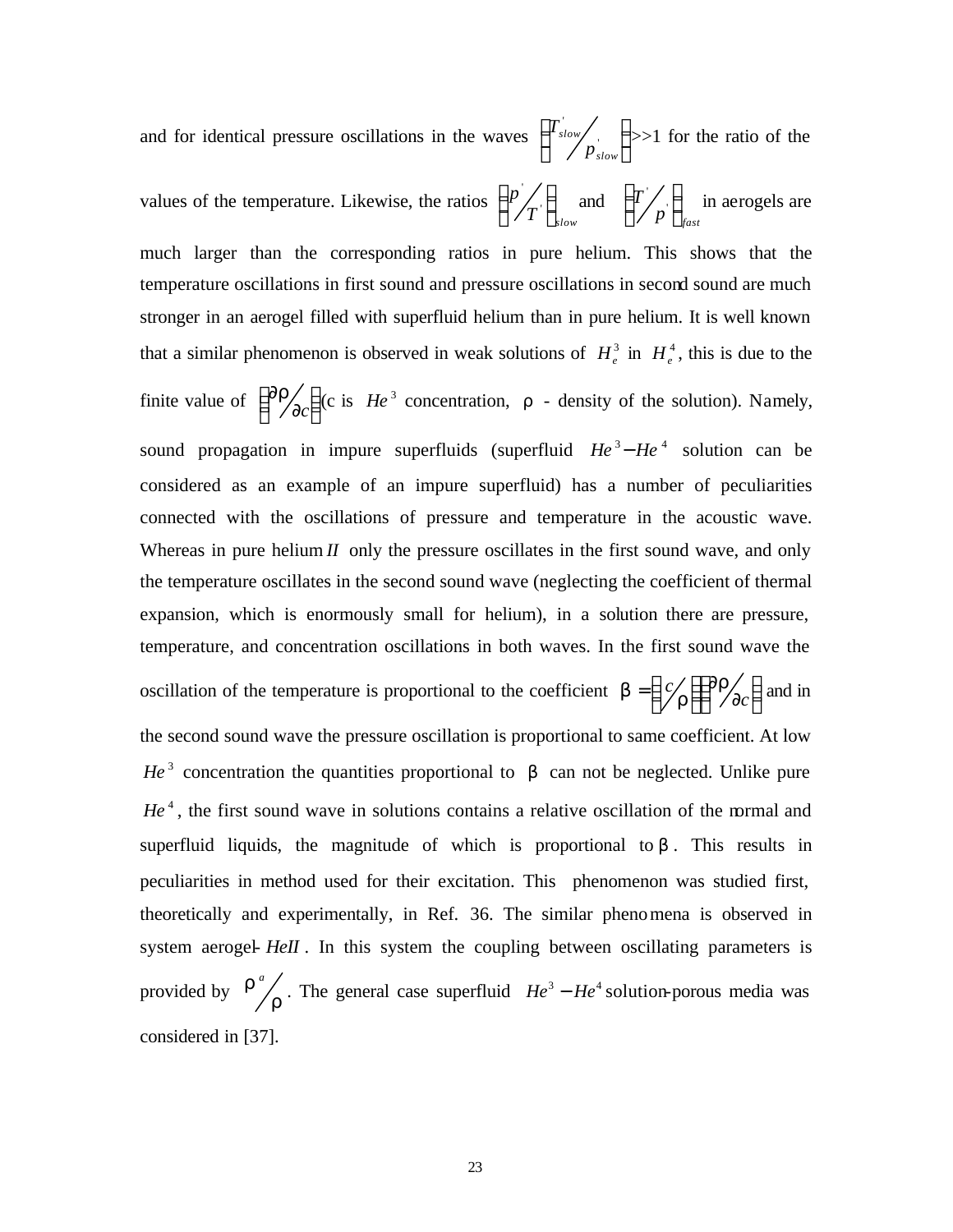and for identical pressure oscillations in the waves $\left( T'_{slow} / p'_{slow} \right) >> 1$ for the ratio of the values of the temperature. Likewise, the ratios $\left( p' / T' \right)_{slow}$ and $\left( T' / p' \right)_{fast}$ in aerogels are much larger than the corresponding ratios in pure helium. This shows that the temperature oscillations in first sound and pressure oscillations in second sound are much stronger in an aerogel filled with superfluid helium than in pure helium. It is well known that a similar phenomenon is observed in weak solutions of $H_e^3$ in $H_e^4$, this is due to the finite value of $\left( \partial\rho / \partial c \right)$ (c is $He^3$ concentration, $\rho$ - density of the solution). Namely, sound propagation in impure superfluids (superfluid $He^3 - He^4$ solution can be considered as an example of an impure superfluid) has a number of peculiarities connected with the oscillations of pressure and temperature in the acoustic wave. Whereas in pure helium $II$ only the pressure oscillates in the first sound wave, and only the temperature oscillates in the second sound wave (neglecting the coefficient of thermal expansion, which is enormously small for helium), in a solution there are pressure, temperature, and concentration oscillations in both waves. In the first sound wave the oscillation of the temperature is proportional to the coefficient $\beta = \left( c / \rho \right) \left( \partial\rho / \partial c \right)$ and in the second sound wave the pressure oscillation is proportional to same coefficient. At low $He^3$ concentration the quantities proportional to $\beta$ can not be neglected. Unlike pure $He^4$, the first sound wave in solutions contains a relative oscillation of the normal and superfluid liquids, the magnitude of which is proportional to $\beta$. This results in peculiarities in method used for their excitation. This phenomenon was studied first, theoretically and experimentally, in Ref. 36. The similar phenomena is observed in system aerogel- $HeII$. In this system the coupling between oscillating parameters is provided by $\rho^a / \rho$. The general case superfluid $He^3 - He^4$ solution-porous media was considered in [37].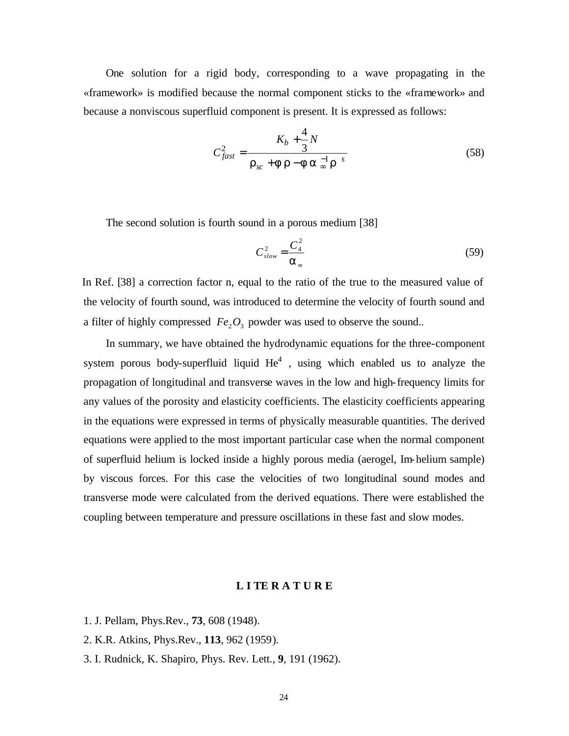One solution for a rigid body, corresponding to a wave propagating in the «framework» is modified because the normal component sticks to the «framework» and because a nonviscous superfluid component is present. It is expressed as follows:

$$C_{fast}^2 = \frac{K_b + \frac{4}{3}N}{\rho_{sc} + \phi\rho - \phi\alpha_\infty^{-1}\rho_s} \tag{58}$$

The second solution is fourth sound in a porous medium [38]

$$C_{slow}^2 = \frac{C_4^2}{\alpha_\infty} \tag{59}$$

In Ref. [38] a correction factor n, equal to the ratio of the true to the measured value of the velocity of fourth sound, was introduced to determine the velocity of fourth sound and a filter of highly compressed $Fe_2O_3$ powder was used to observe the sound..

In summary, we have obtained the hydrodynamic equations for the three-component system porous body-superfluid liquid $He^4$ , using which enabled us to analyze the propagation of longitudinal and transverse waves in the low and high-frequency limits for any values of the porosity and elasticity coefficients. The elasticity coefficients appearing in the equations were expressed in terms of physically measurable quantities. The derived equations were applied to the most important particular case when the normal component of superfluid helium is locked inside a highly porous media (aerogel, Im-helium sample) by viscous forces. For this case the velocities of two longitudinal sound modes and transverse mode were calculated from the derived equations. There were established the coupling between temperature and pressure oscillations in these fast and slow modes.

## LITERATURE

1. J. Pellam, Phys.Rev., **73**, 608 (1948).
2. K.R. Atkins, Phys.Rev., **113**, 962 (1959).
3. I. Rudnick, K. Shapiro, Phys. Rev. Lett., **9**, 191 (1962).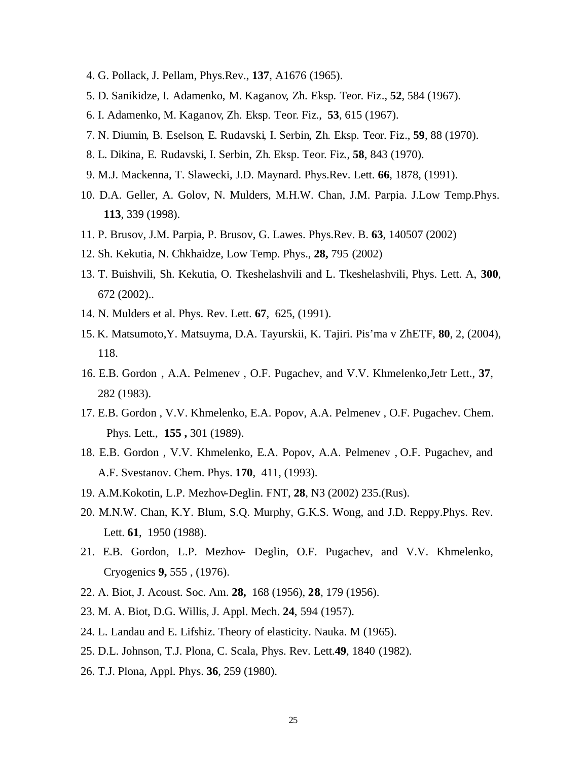4. G. Pollack, J. Pellam, Phys.Rev., **137**, A1676 (1965).
5. D. Sanikidze, I. Adamenko, M. Kaganov, Zh. Eksp. Teor. Fiz., **52**, 584 (1967).
6. I. Adamenko, M. Kaganov, Zh. Eksp. Teor. Fiz., **53**, 615 (1967).
7. N. Diumin, B. Eselson, E. Rudavski, I. Serbin, Zh. Eksp. Teor. Fiz., **59**, 88 (1970).
8. L. Dikina, E. Rudavski, I. Serbin, Zh. Eksp. Teor. Fiz., **58**, 843 (1970).
9. M.J. Mackenna, T. Slawecki, J.D. Maynard. Phys.Rev. Lett. **66**, 1878, (1991).
10. D.A. Geller, A. Golov, N. Mulders, M.H.W. Chan, J.M. Parpia. J.Low Temp.Phys. **113**, 339 (1998).
11. P. Brusov, J.M. Parpia, P. Brusov, G. Lawes. Phys.Rev. B. **63**, 140507 (2002)
12. Sh. Kekutia, N. Chkhaidze, Low Temp. Phys., **28,** 795 (2002)
13. T. Buishvili, Sh. Kekutia, O. Tkeshelashvili and L. Tkeshelashvili, Phys. Lett. A, **300**, 672 (2002)..
14. N. Mulders et al. Phys. Rev. Lett. **67**, 625, (1991).
15. K. Matsumoto,Y. Matsuyma, D.A. Tayurskii, K. Tajiri. Pis'ma v ZhETF, **80**, 2, (2004), 118.
16. E.B. Gordon , A.A. Pelmenev , O.F. Pugachev, and V.V. Khmelenko,Jetr Lett., **37**, 282 (1983).
17. E.B. Gordon , V.V. Khmelenko, E.A. Popov, A.A. Pelmenev , O.F. Pugachev. Chem. Phys. Lett., **155 ,** 301 (1989).
18. E.B. Gordon , V.V. Khmelenko, E.A. Popov, A.A. Pelmenev , O.F. Pugachev, and A.F. Svestanov. Chem. Phys. **170**, 411, (1993).
19. A.M.Kokotin, L.P. Mezhov-Deglin. FNT, **28**, N3 (2002) 235.(Rus).
20. M.N.W. Chan, K.Y. Blum, S.Q. Murphy, G.K.S. Wong, and J.D. Reppy.Phys. Rev. Lett. **61**, 1950 (1988).
21. E.B. Gordon, L.P. Mezhov- Deglin, O.F. Pugachev, and V.V. Khmelenko, Cryogenics **9,** 555 , (1976).
22. A. Biot, J. Acoust. Soc. Am. **28,** 168 (1956), **28**, 179 (1956).
23. M. A. Biot, D.G. Willis, J. Appl. Mech. **24**, 594 (1957).
24. L. Landau and E. Lifshiz. Theory of elasticity. Nauka. M (1965).
25. D.L. Johnson, T.J. Plona, C. Scala, Phys. Rev. Lett.**49**, 1840 (1982).
26. T.J. Plona, Appl. Phys. **36**, 259 (1980).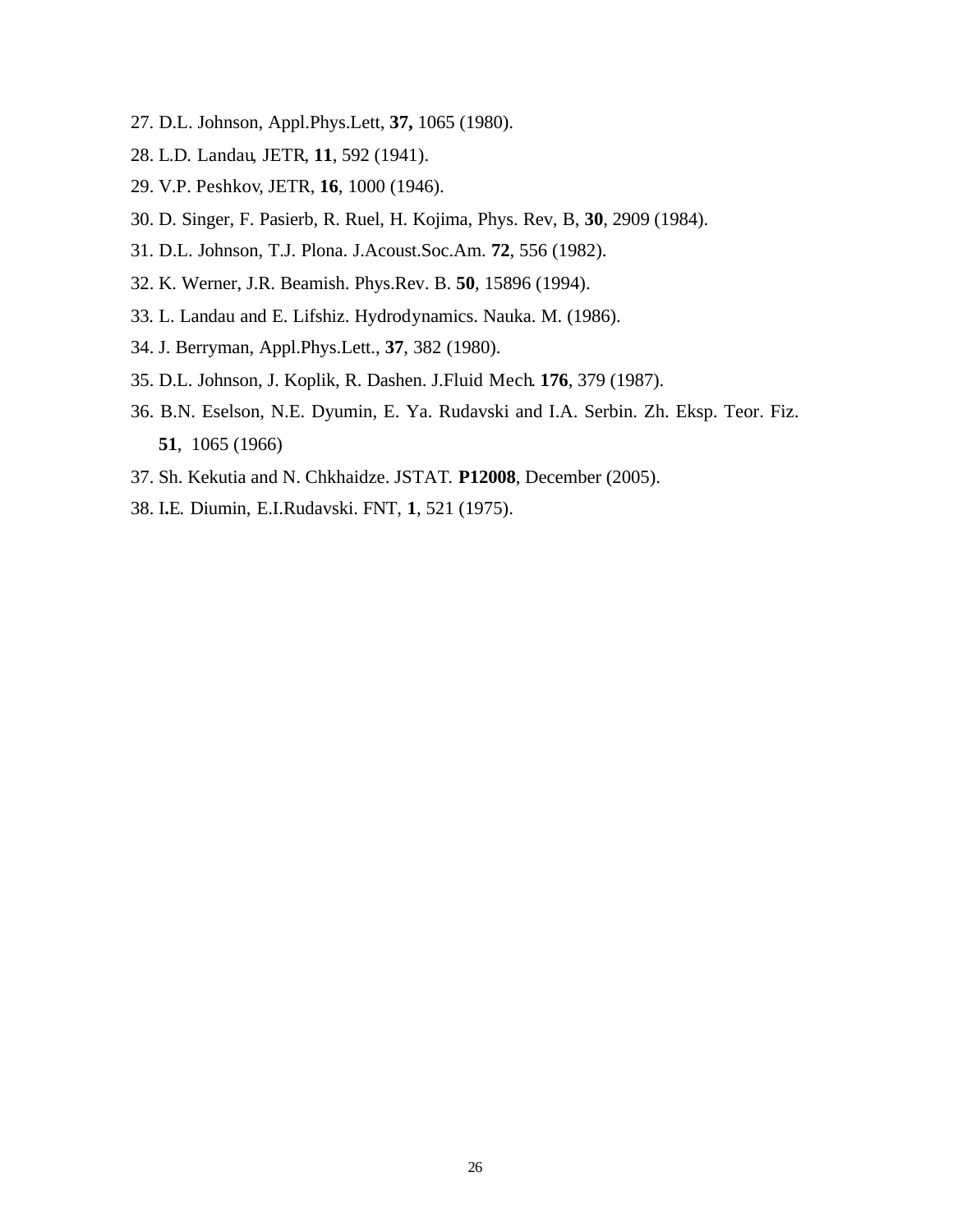27. D.L. Johnson, Appl.Phys.Lett, **37,** 1065 (1980).
28. L.D. Landau, JETR, **11**, 592 (1941).
29. V.P. Peshkov, JETR, **16**, 1000 (1946).
30. D. Singer, F. Pasierb, R. Ruel, H. Kojima, Phys. Rev, B, **30**, 2909 (1984).
31. D.L. Johnson, T.J. Plona. J.Acoust.Soc.Am. **72**, 556 (1982).
32. K. Werner, J.R. Beamish. Phys.Rev. B. **50**, 15896 (1994).
33. L. Landau and E. Lifshiz. Hydrodynamics. Nauka. M. (1986).
34. J. Berryman, Appl.Phys.Lett., **37**, 382 (1980).
35. D.L. Johnson, J. Koplik, R. Dashen. J.Fluid Mech. **176**, 379 (1987).
36. B.N. Eselson, N.E. Dyumin, E. Ya. Rudavski and I.A. Serbin. Zh. Eksp. Teor. Fiz. **51**, 1065 (1966)
37. Sh. Kekutia and N. Chkhaidze. JSTAT. **P12008**, December (2005).
38. I.E. Diumin, E.I.Rudavski. FNT, **1**, 521 (1975).